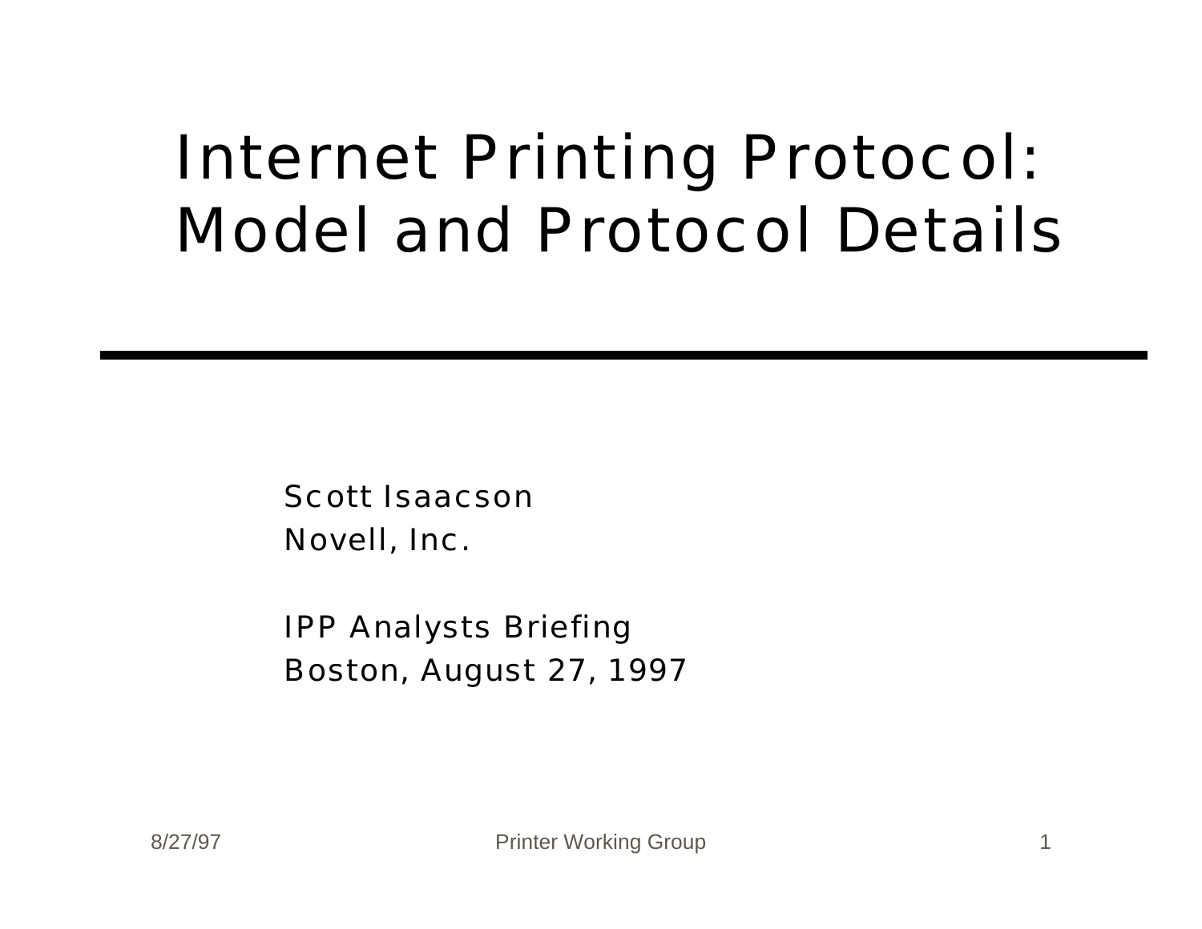# Internet Printing Protocol: Model and Protocol Details

Scott Isaacson
Novell, Inc.

IPP Analysts Briefing
Boston, August 27, 1997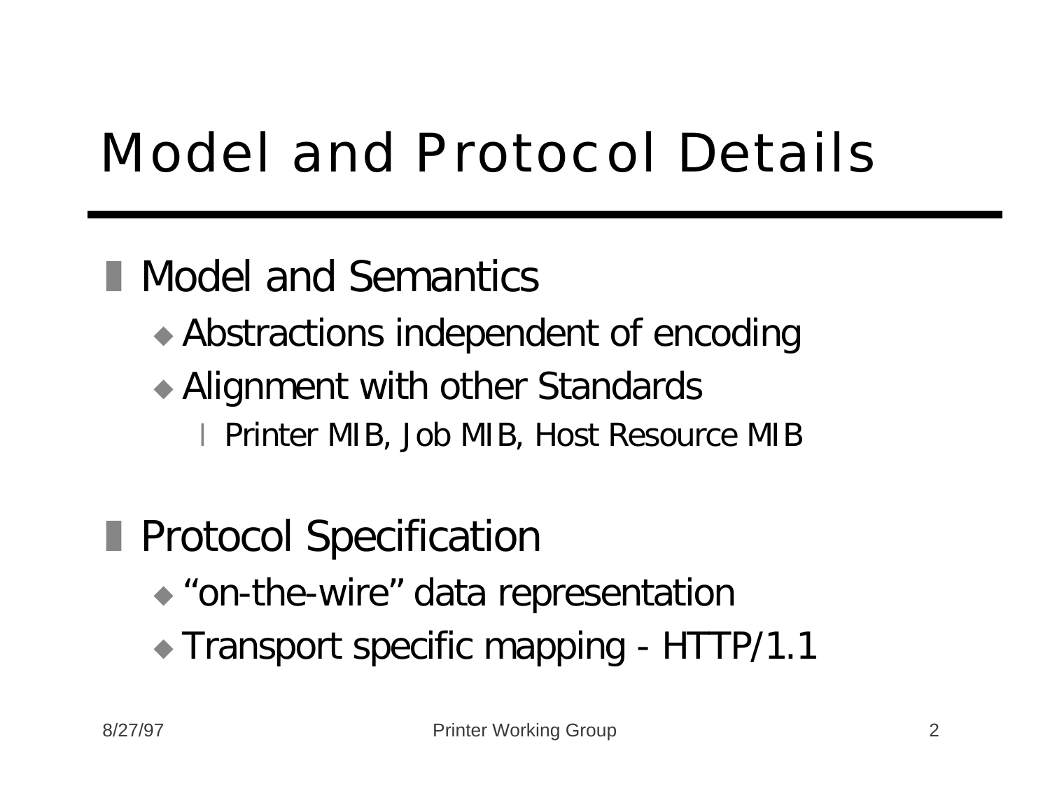# Model and Protocol Details

- Model and Semantics
  - Abstractions independent of encoding
  - Alignment with other Standards
    - Printer MIB, Job MIB, Host Resource MIB
- Protocol Specification
  - “on-the-wire” data representation
  - Transport specific mapping - HTTP/1.1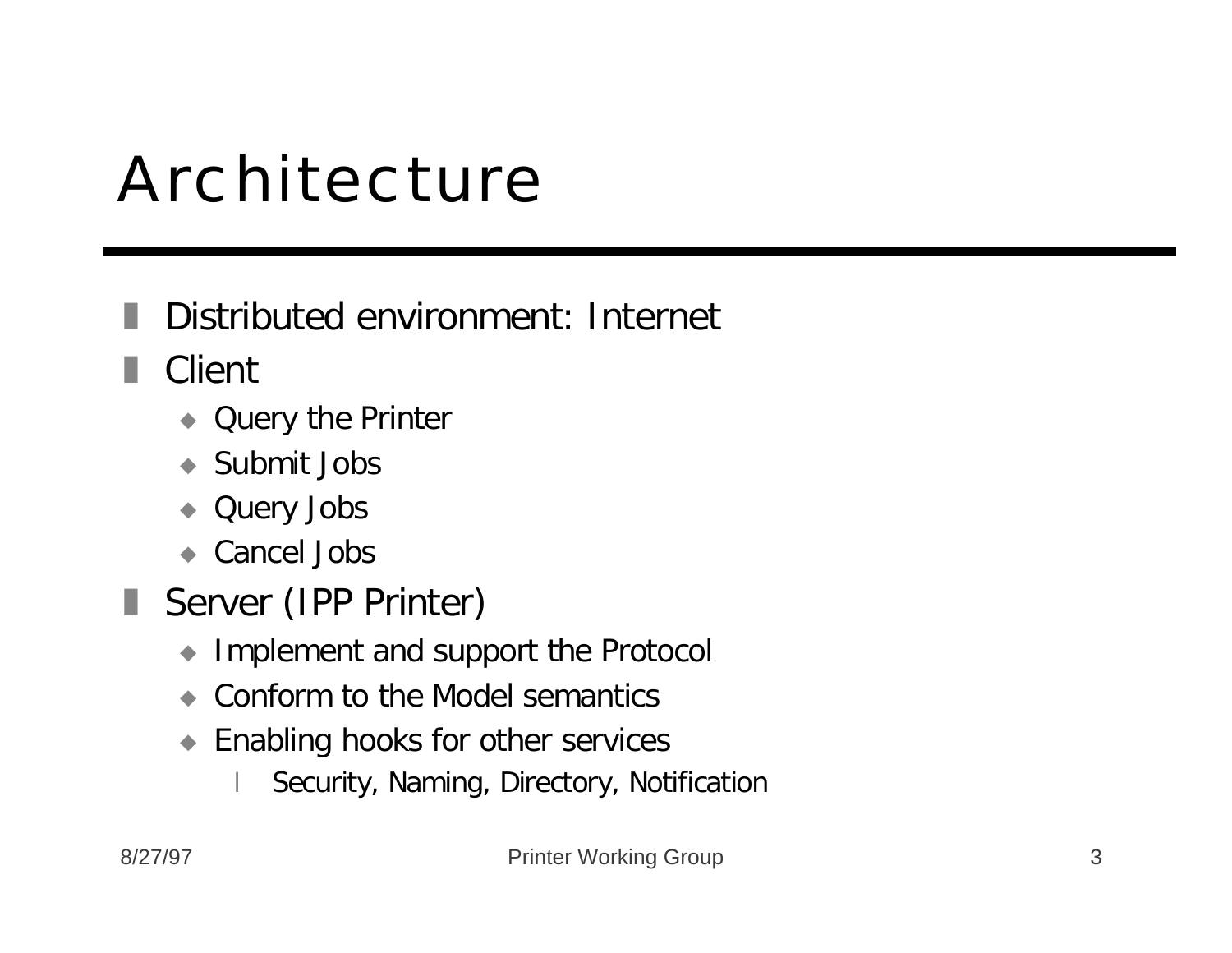# Architecture

- Distributed environment: Internet
- Client
  - Query the Printer
  - Submit Jobs
  - Query Jobs
  - Cancel Jobs
- Server (IPP Printer)
  - Implement and support the Protocol
  - Conform to the Model semantics
  - Enabling hooks for other services
    - Security, Naming, Directory, Notification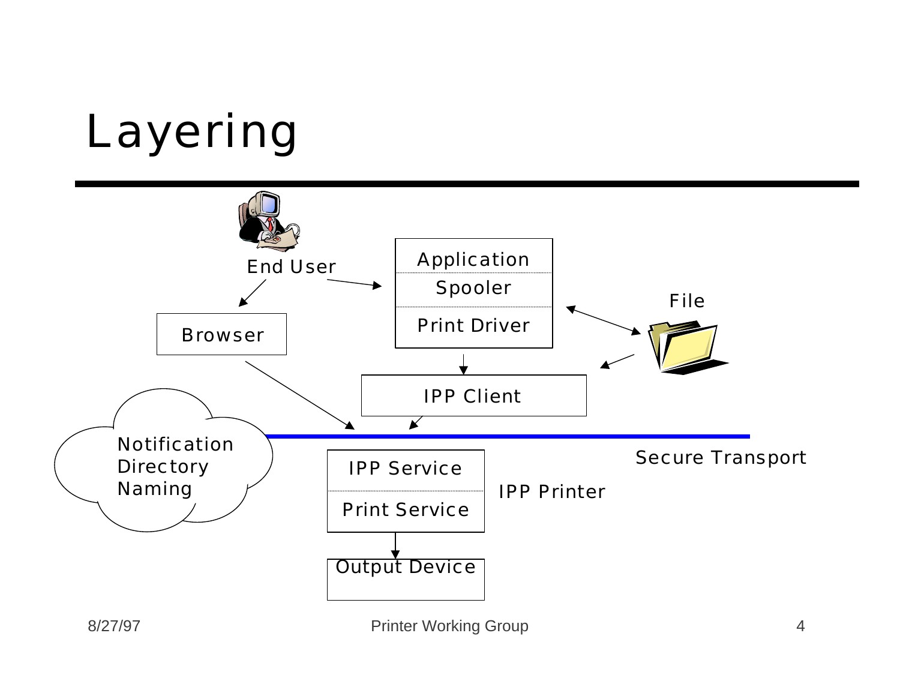# Layering

End User

Browser

Application

Spooler

Print Driver

File

IPP Client

Notification
Directory
Naming

Secure Transport

IPP Service

Print Service

IPP Printer

Output Device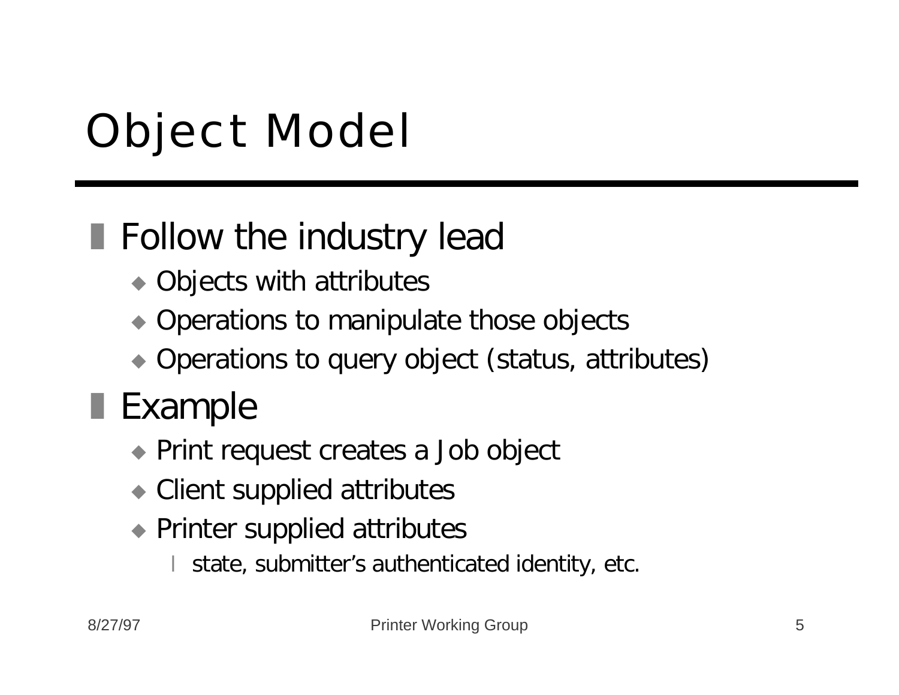# Object Model

- Follow the industry lead
  - Objects with attributes
  - Operations to manipulate those objects
  - Operations to query object (status, attributes)
- Example
  - Print request creates a Job object
  - Client supplied attributes
  - Printer supplied attributes
    - state, submitter's authenticated identity, etc.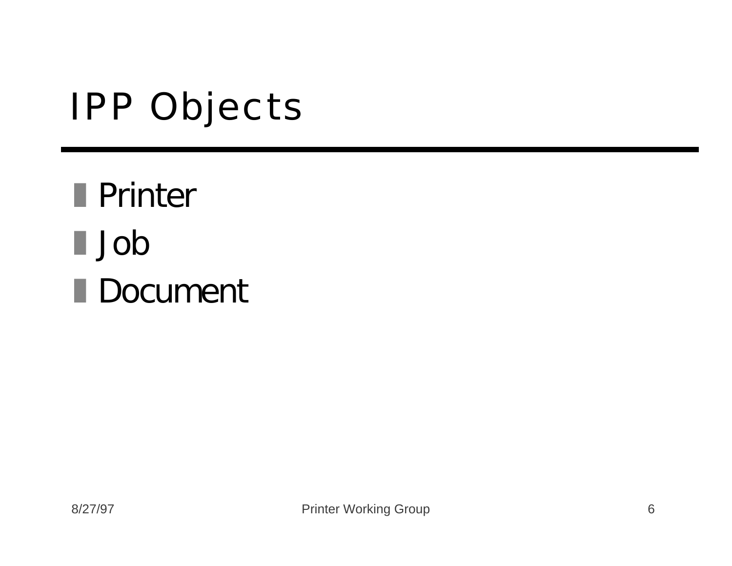# IPP Objects

- Printer
- Job
- Document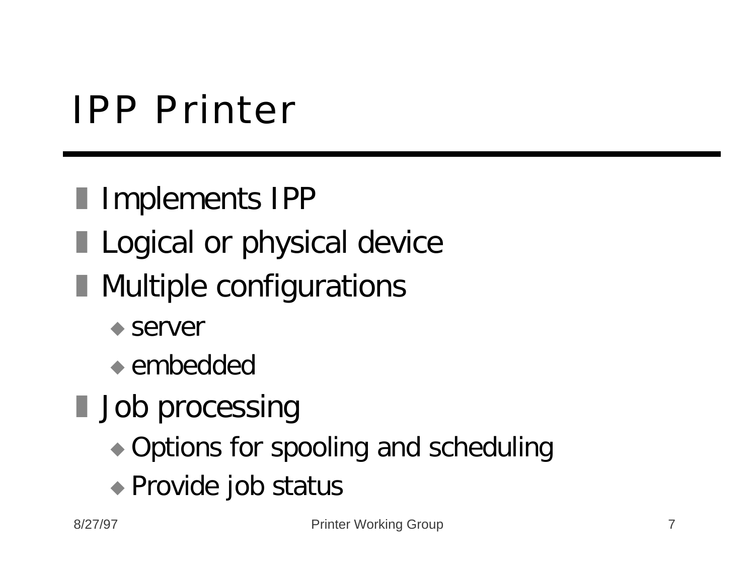# IPP Printer

- Implements IPP
- Logical or physical device
- Multiple configurations
  - server
  - embedded
- Job processing
  - Options for spooling and scheduling
  - Provide job status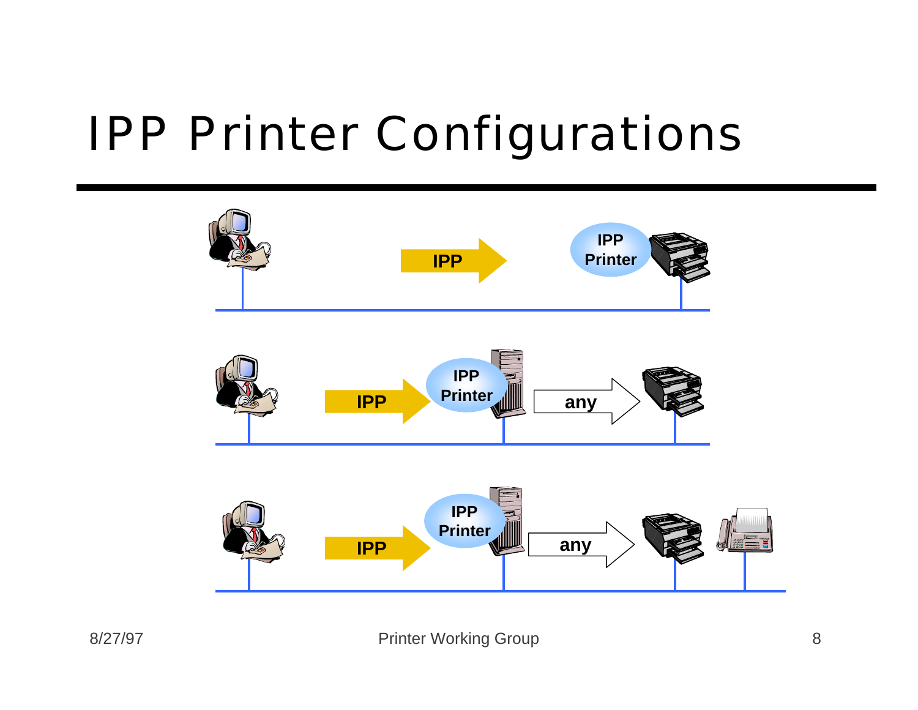# IPP Printer Configurations

IPP → IPP Printer

IPP → IPP Printer → any →

IPP → IPP Printer → any →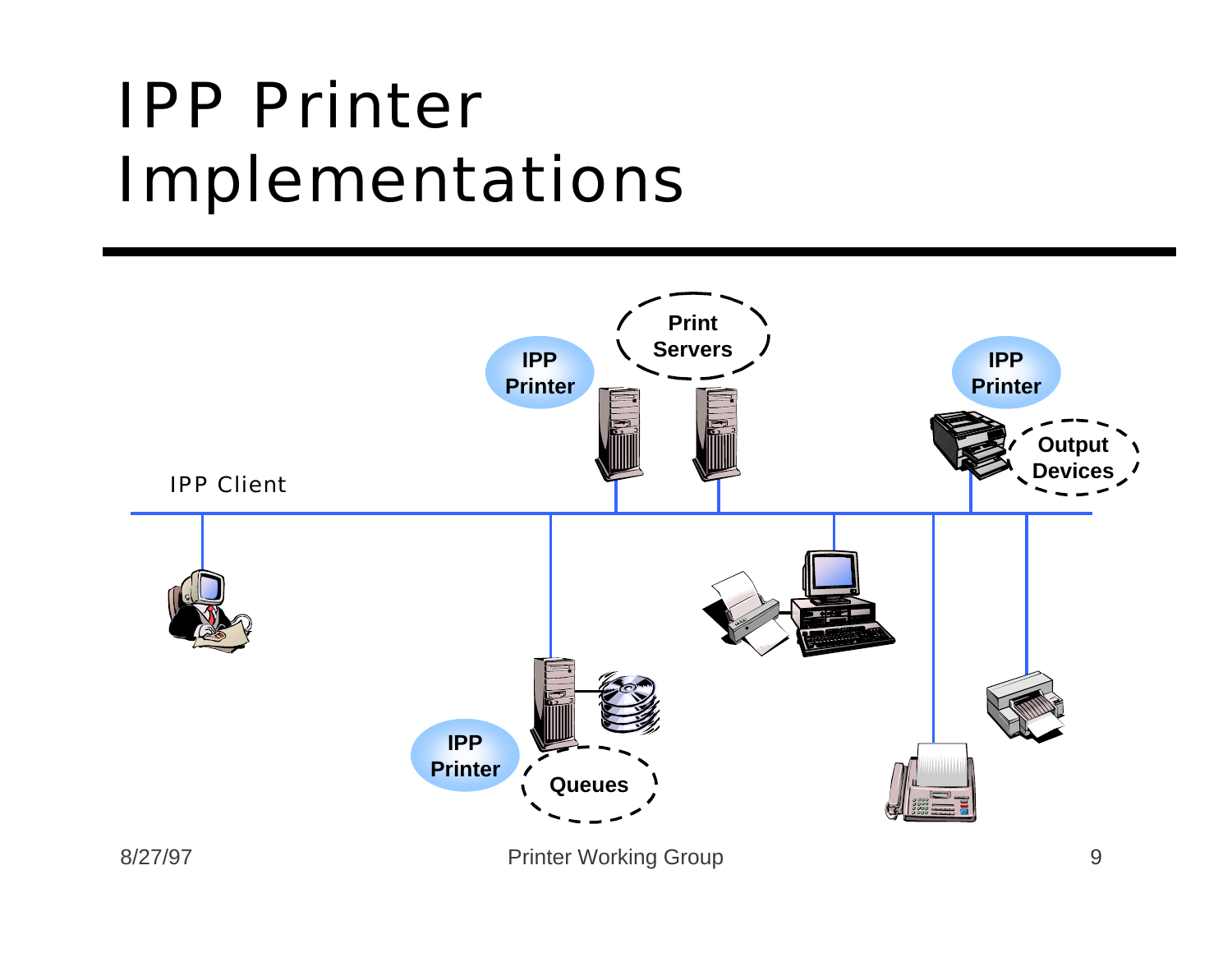# IPP Printer Implementations

IPP Client

IPP Printer

Print Servers

IPP Printer

Output Devices

IPP Printer

Queues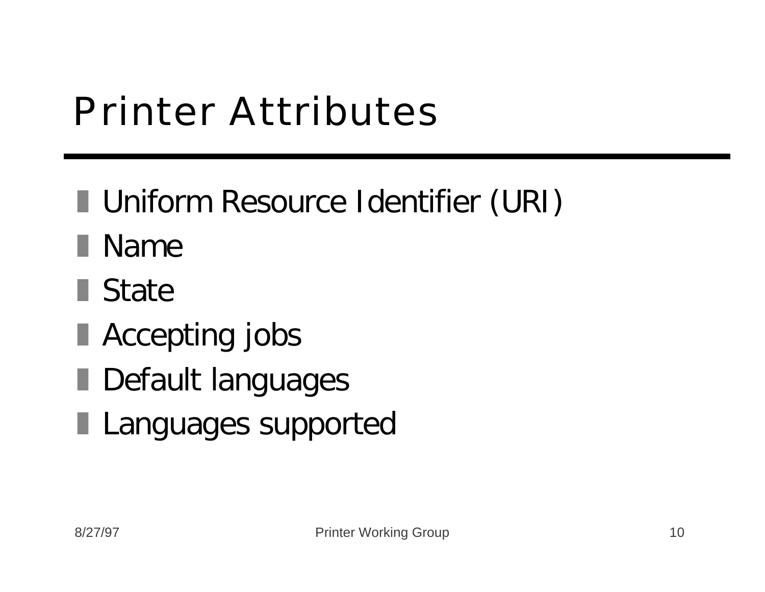# Printer Attributes

- Uniform Resource Identifier (URI)
- Name
- State
- Accepting jobs
- Default languages
- Languages supported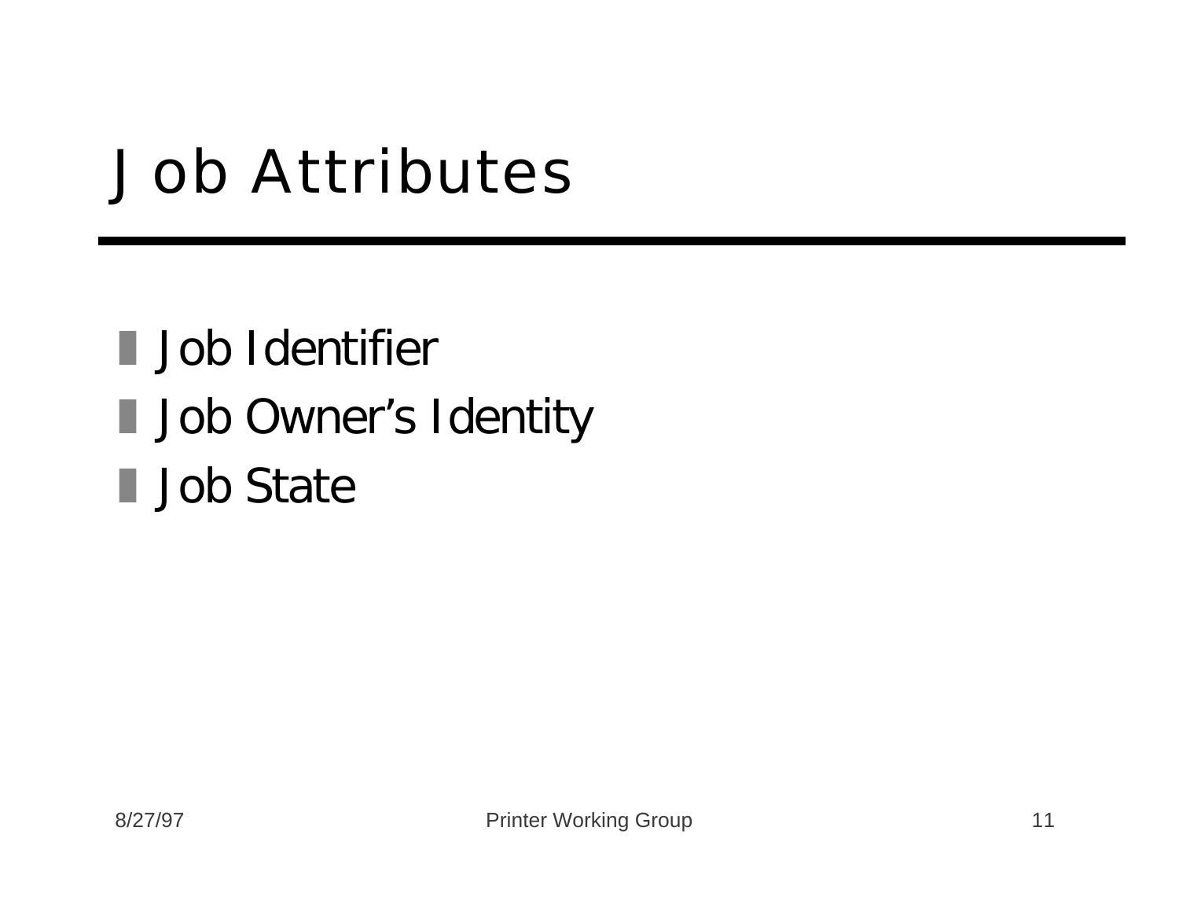# Job Attributes

- Job Identifier
- Job Owner’s Identity
- Job State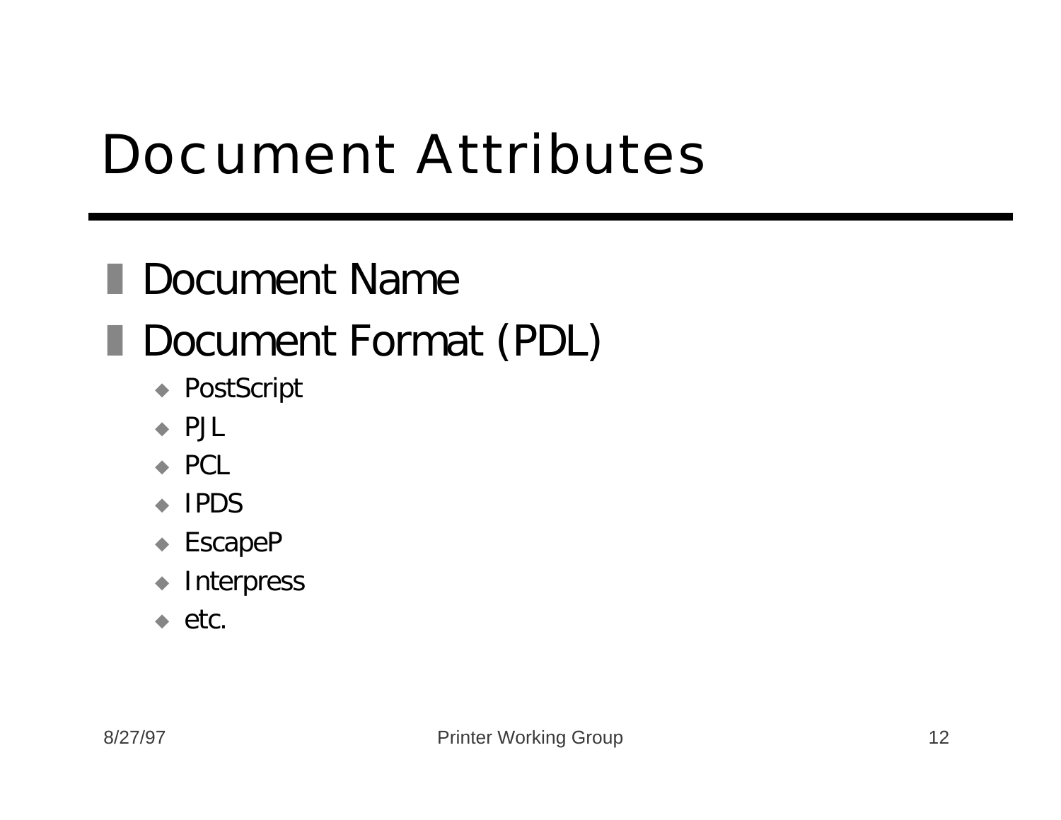# Document Attributes

- Document Name
- Document Format (PDL)
  - PostScript
  - PJL
  - PCL
  - IPDS
  - EscapeP
  - Interpress
  - etc.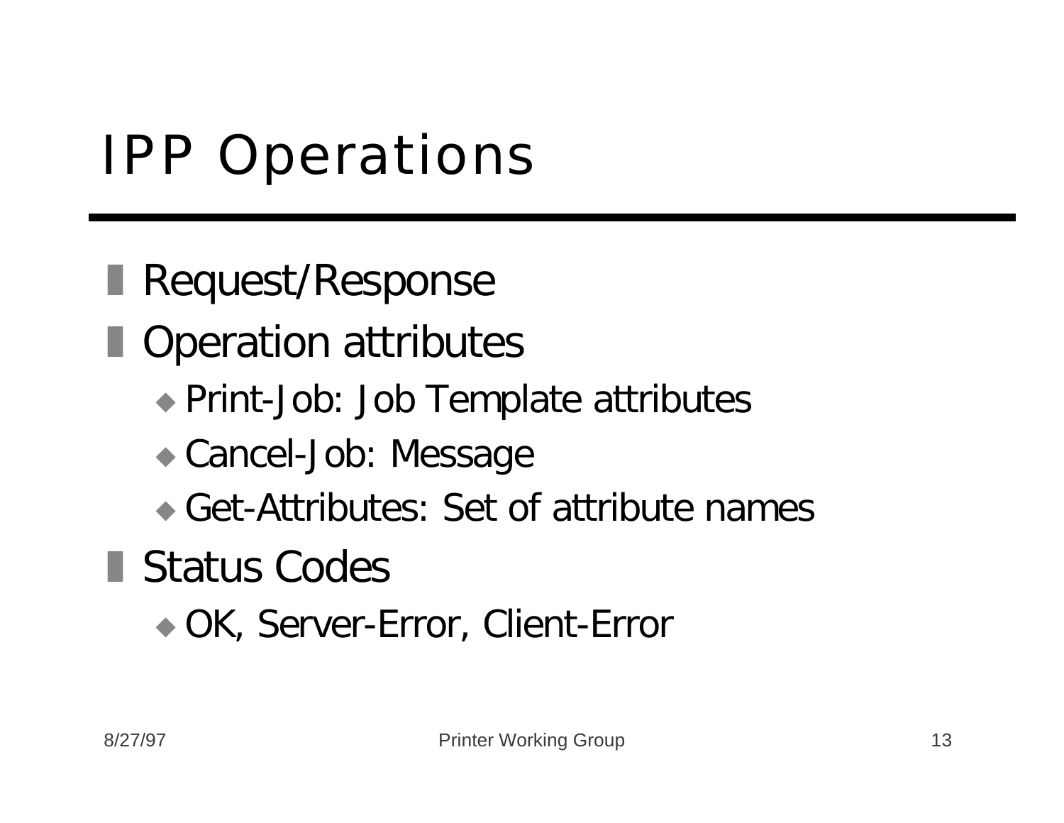# IPP Operations

- Request/Response
- Operation attributes
  - Print-Job: Job Template attributes
  - Cancel-Job: Message
  - Get-Attributes: Set of attribute names
- Status Codes
  - OK, Server-Error, Client-Error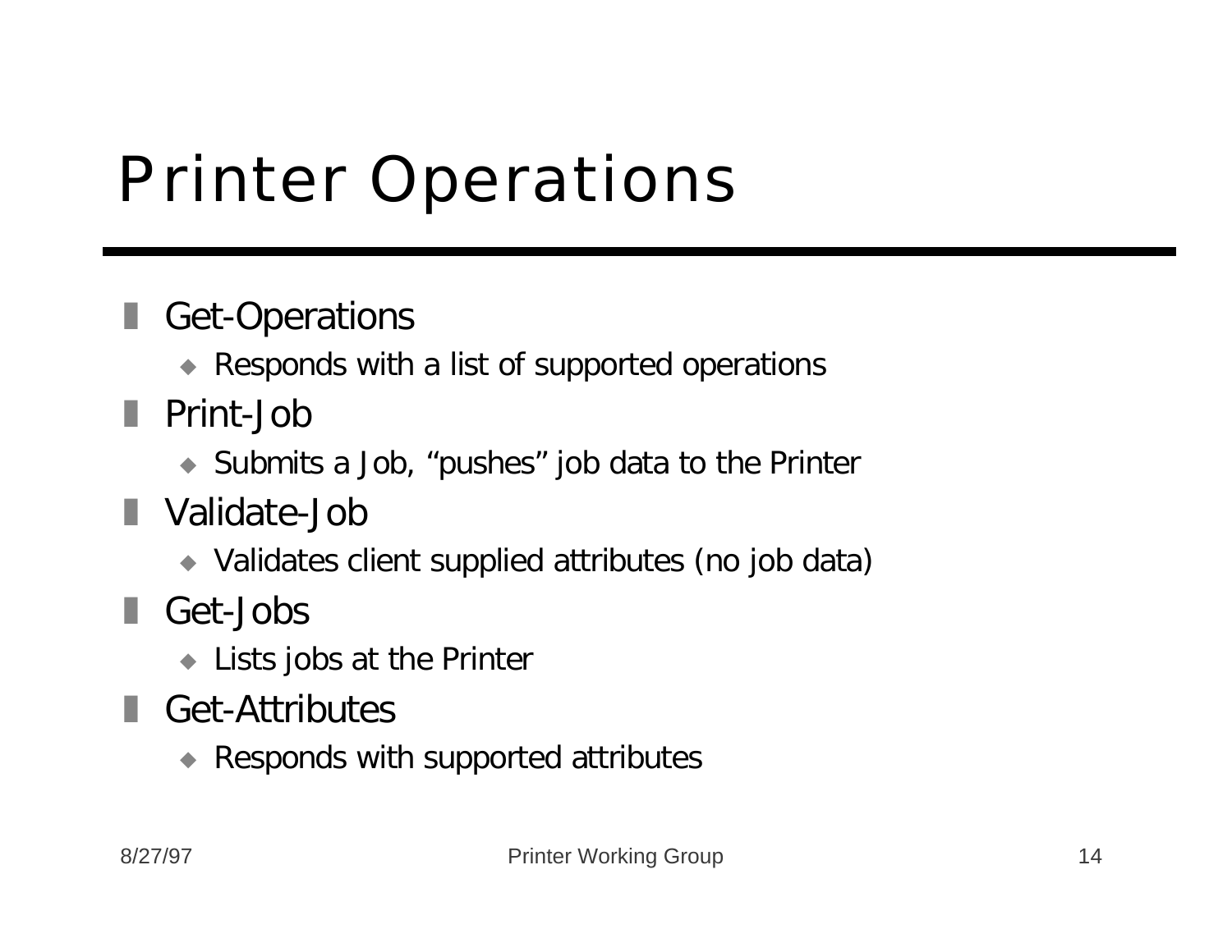# Printer Operations

- Get-Operations
  - Responds with a list of supported operations
- Print-Job
  - Submits a Job, “pushes” job data to the Printer
- Validate-Job
  - Validates client supplied attributes (no job data)
- Get-Jobs
  - Lists jobs at the Printer
- Get-Attributes
  - Responds with supported attributes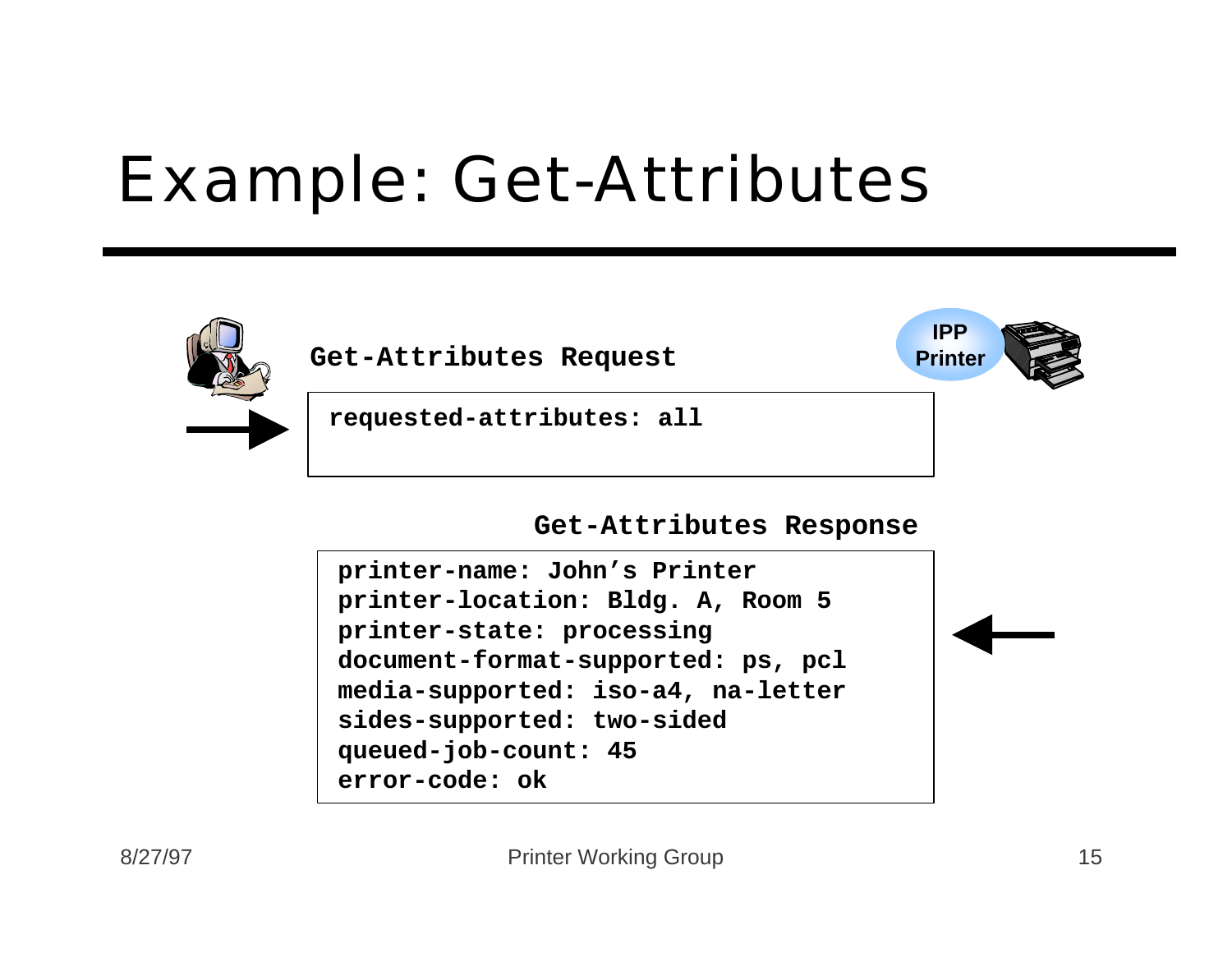# Example: Get-Attributes

**Get-Attributes Request**

IPP Printer

```
requested-attributes: all
```

**Get-Attributes Response**

```
printer-name: John’s Printer
printer-location: Bldg. A, Room 5
printer-state: processing
document-format-supported: ps, pcl
media-supported: iso-a4, na-letter
sides-supported: two-sided
queued-job-count: 45
error-code: ok
```

8/27/97 Printer Working Group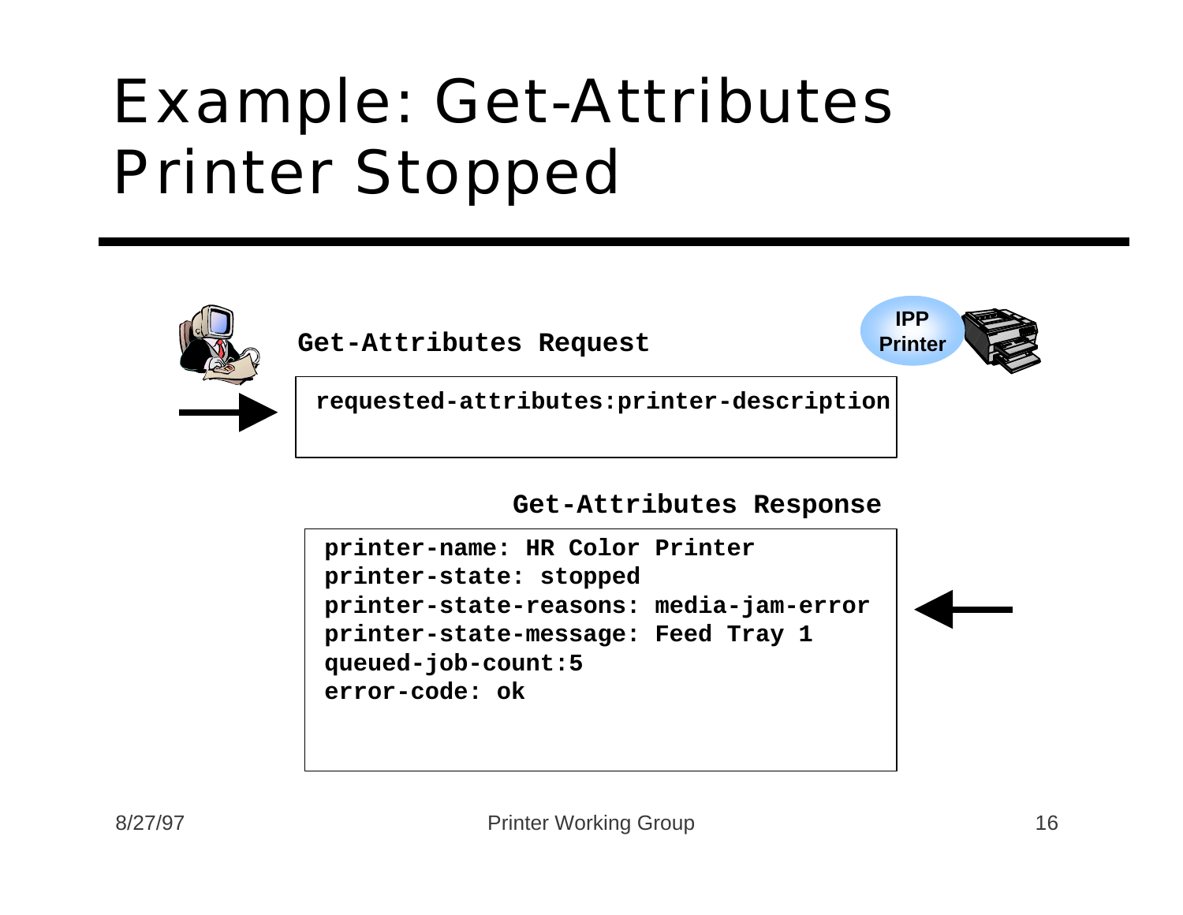# Example: Get-Attributes Printer Stopped

IPP Printer

**Get-Attributes Request**

```
requested-attributes:printer-description
```

**Get-Attributes Response**

```
printer-name: HR Color Printer
printer-state: stopped
printer-state-reasons: media-jam-error
printer-state-message: Feed Tray 1
queued-job-count:5
error-code: ok
```

8/27/97 Printer Working Group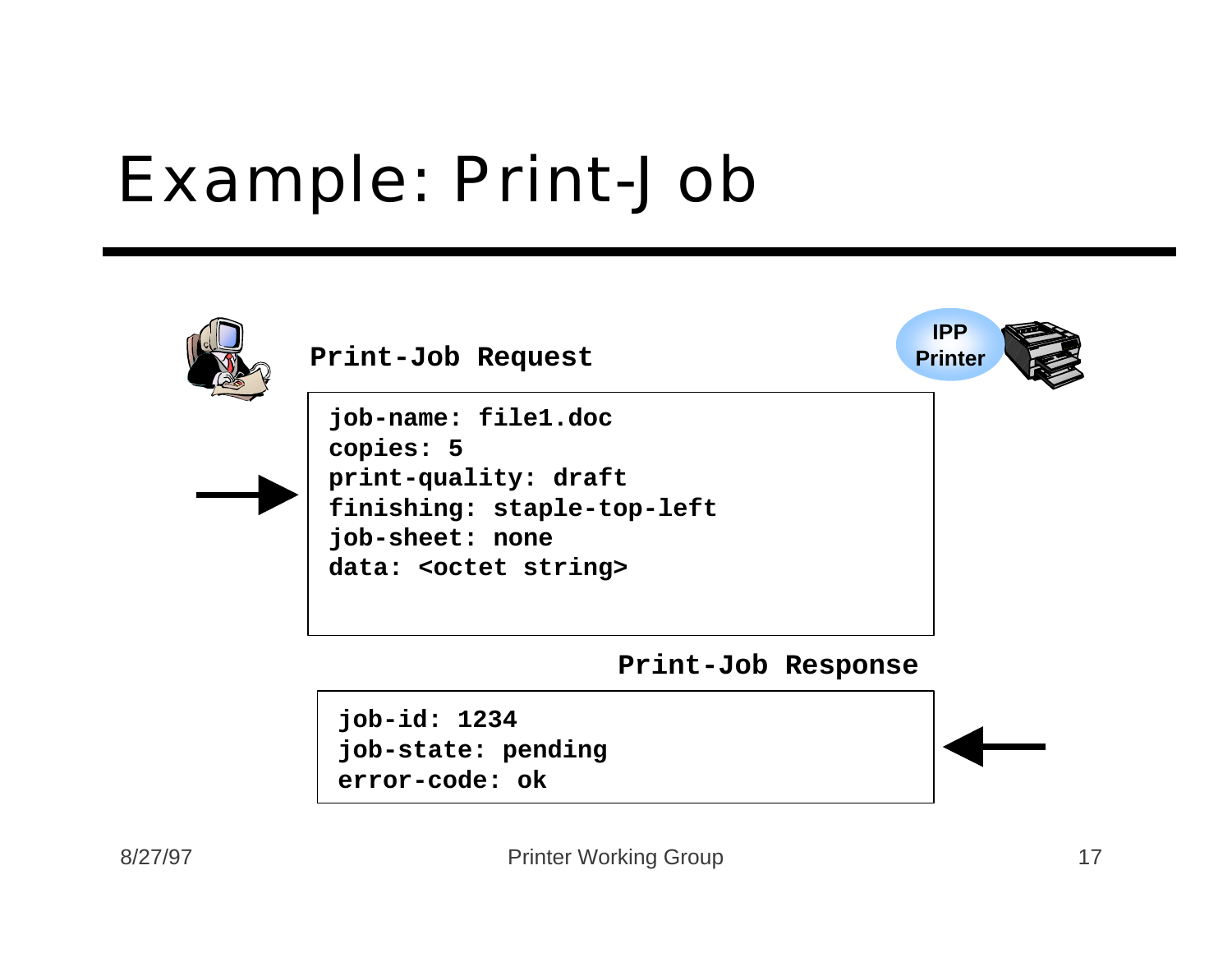# Example: Print-Job

**Print-Job Request**

IPP Printer

```
job-name: file1.doc
copies: 5
print-quality: draft
finishing: staple-top-left
job-sheet: none
data: <octet string>
```

**Print-Job Response**

```
job-id: 1234
job-state: pending
error-code: ok
```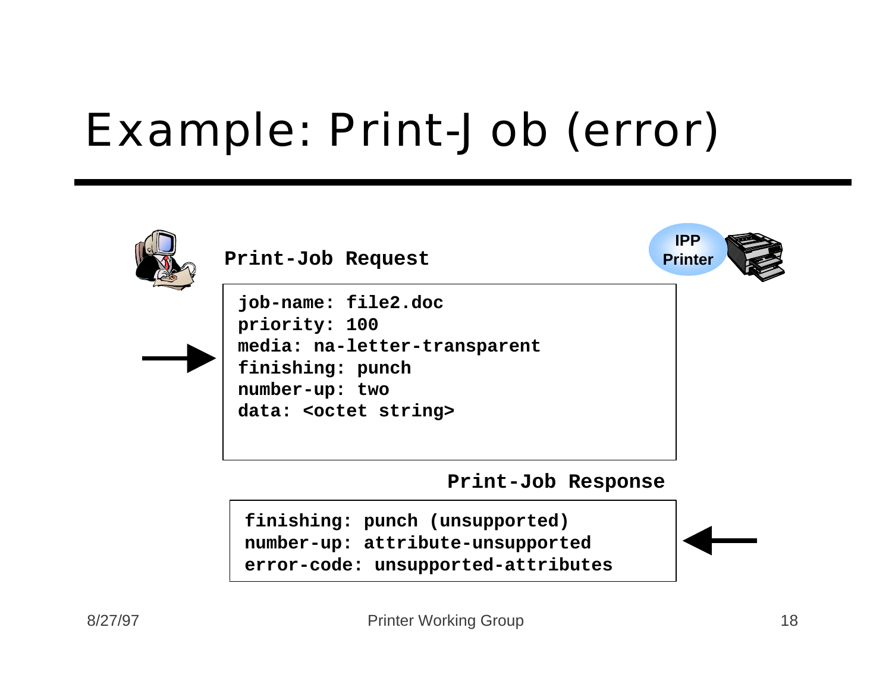# Example: Print-Job (error)

IPP Printer

**Print-Job Request**

```
job-name: file2.doc
priority: 100
media: na-letter-transparent
finishing: punch
number-up: two
data: <octet string>
```

**Print-Job Response**

```
finishing: punch (unsupported)
number-up: attribute-unsupported
error-code: unsupported-attributes
```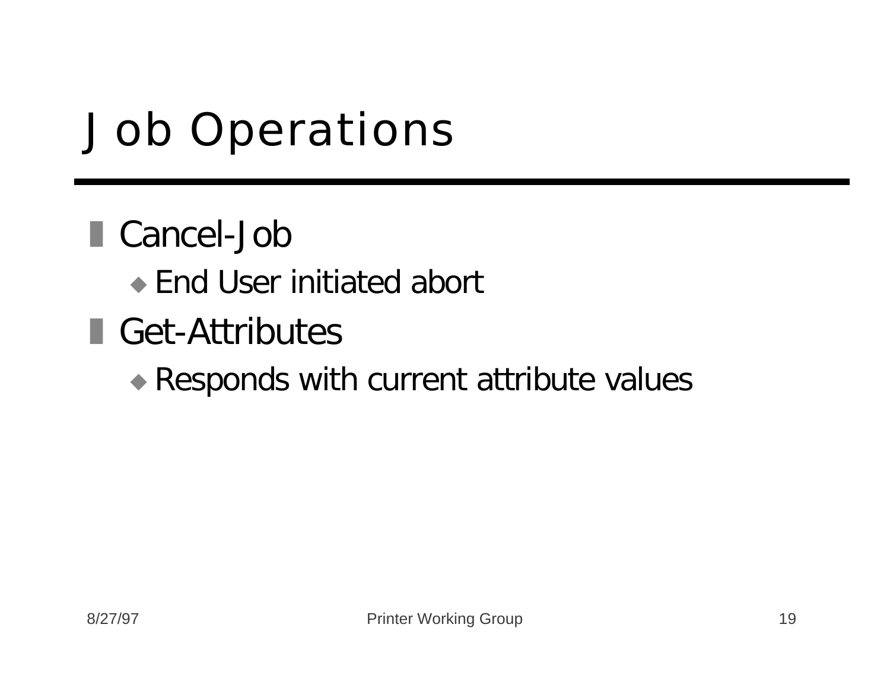# Job Operations

- Cancel-Job
  - End User initiated abort
- Get-Attributes
  - Responds with current attribute values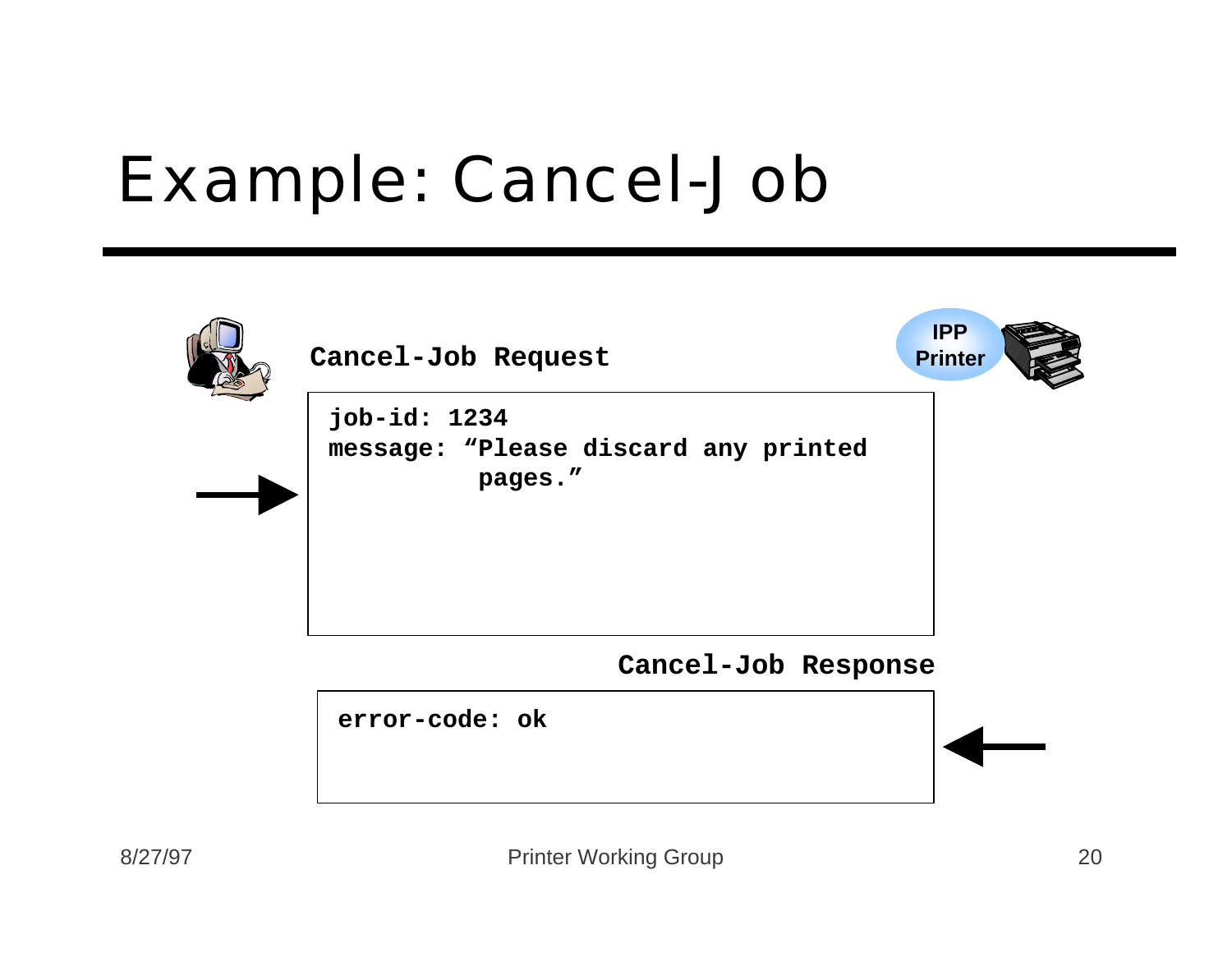# Example: Cancel-Job

**Cancel-Job Request**

IPP Printer

```
job-id: 1234
message: "Please discard any printed
          pages."
```

**Cancel-Job Response**

```
error-code: ok
```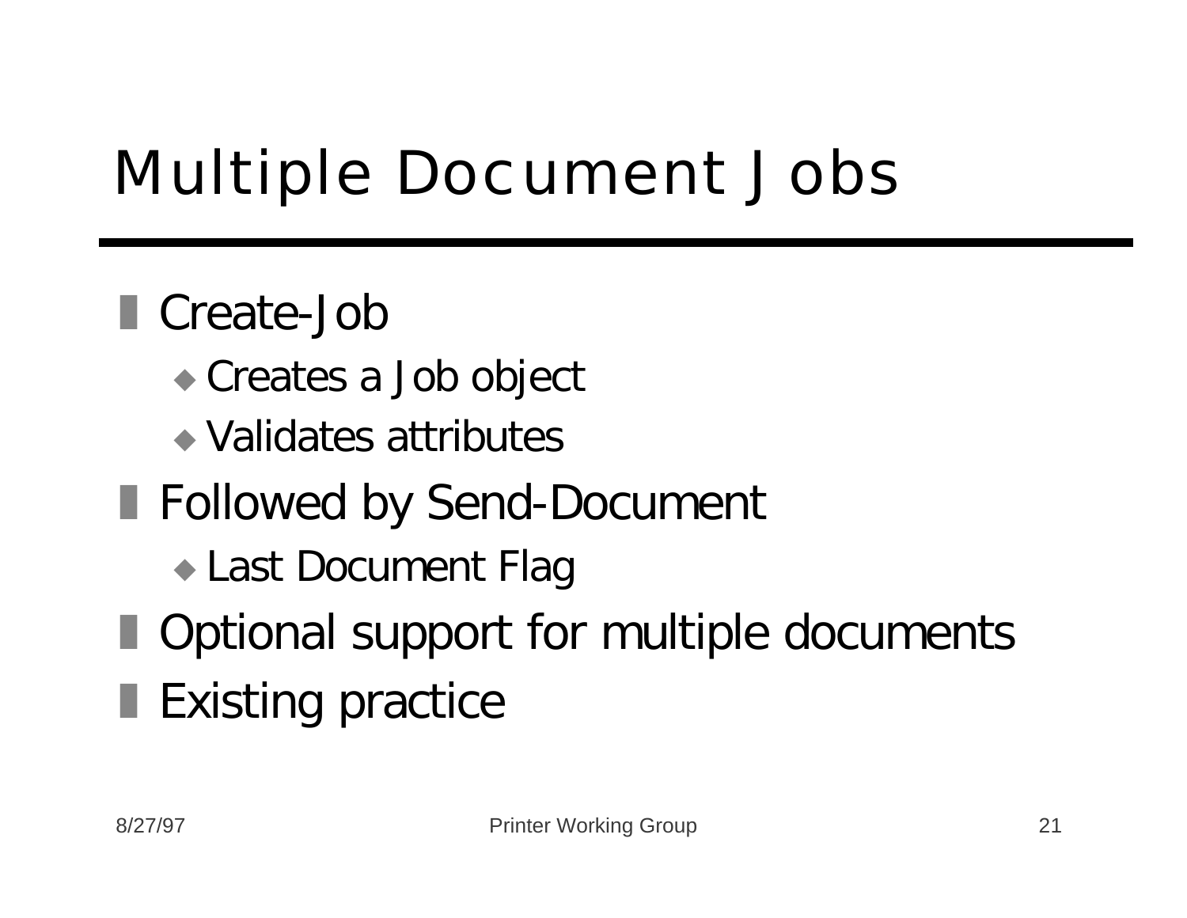# Multiple Document Jobs

- Create-Job
  - Creates a Job object
  - Validates attributes
- Followed by Send-Document
  - Last Document Flag
- Optional support for multiple documents
- Existing practice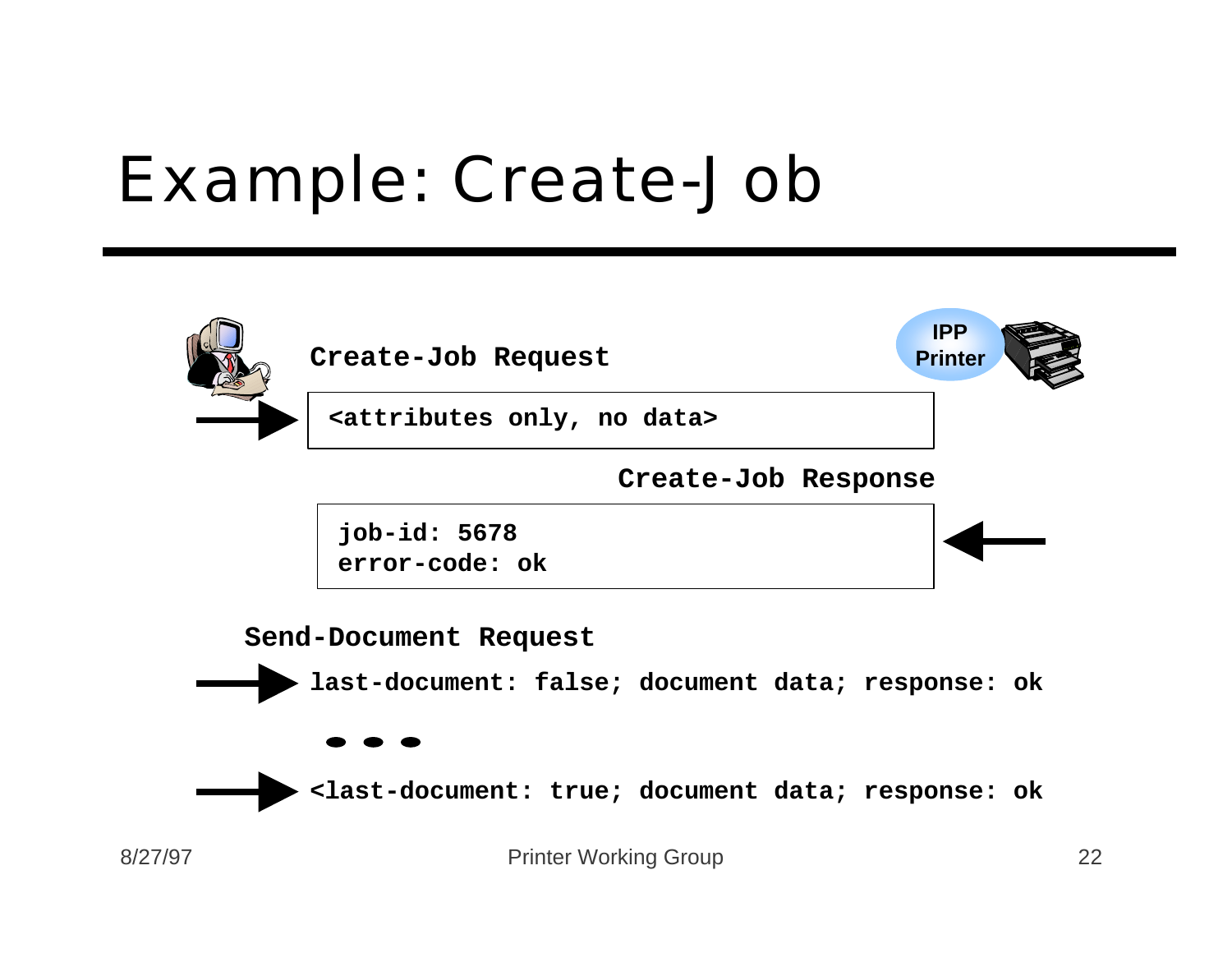# Example: Create-Job

**Create-Job Request**

```
<attributes only, no data>
```

IPP Printer

**Create-Job Response**

```
job-id: 5678
error-code: ok
```

**Send-Document Request**

```
last-document: false; document data; response: ok
```

• • •

```
<last-document: true; document data; response: ok
```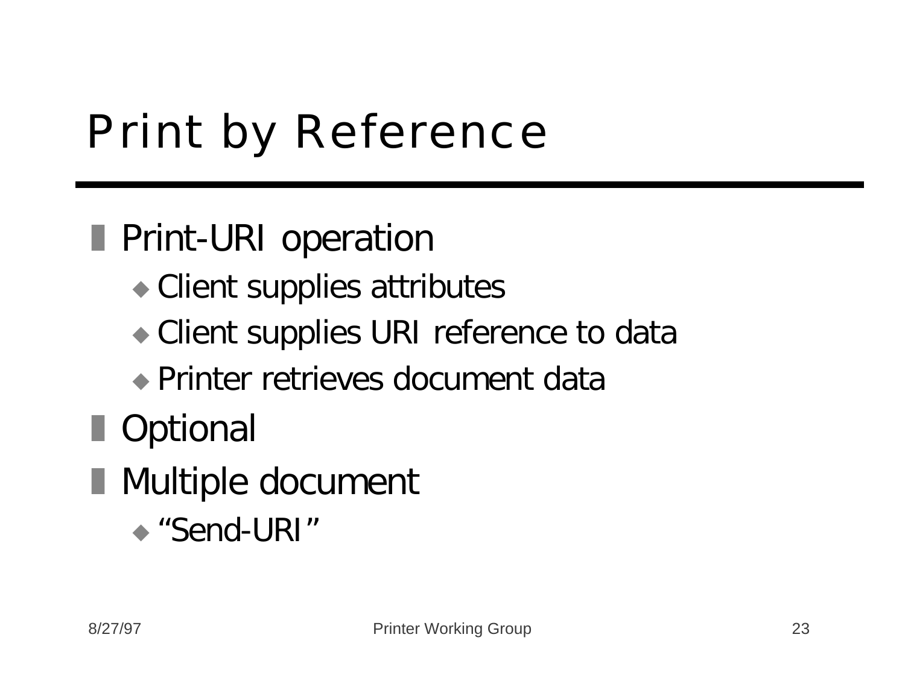# Print by Reference

- Print-URI operation
  - Client supplies attributes
  - Client supplies URI reference to data
  - Printer retrieves document data
- Optional
- Multiple document
  - "Send-URI"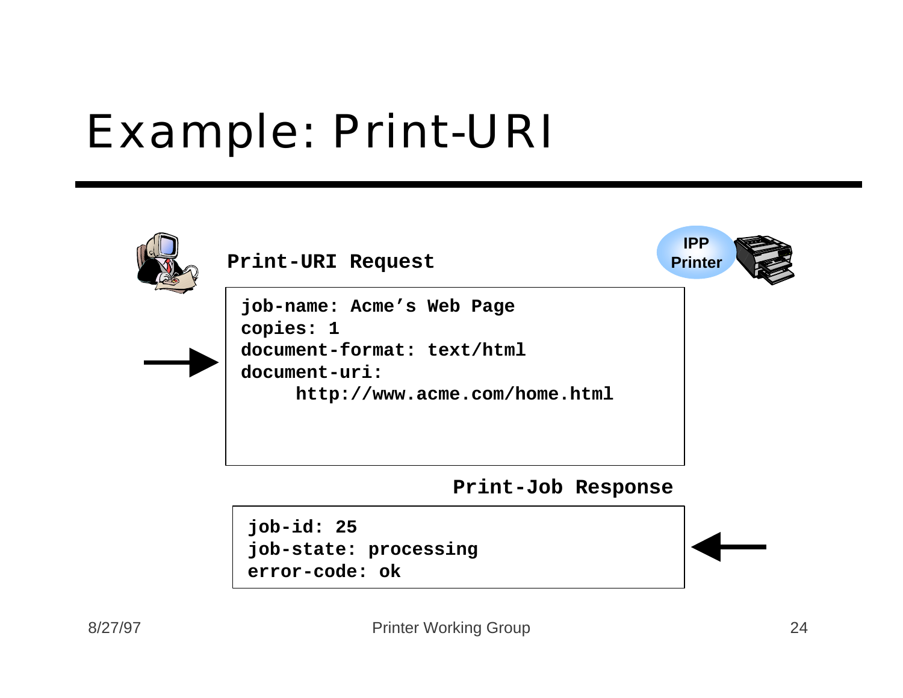# Example: Print-URI

IPP Printer

**Print-URI Request**

```
job-name: Acme’s Web Page
copies: 1
document-format: text/html
document-uri:
     http://www.acme.com/home.html
```

**Print-Job Response**

```
job-id: 25
job-state: processing
error-code: ok
```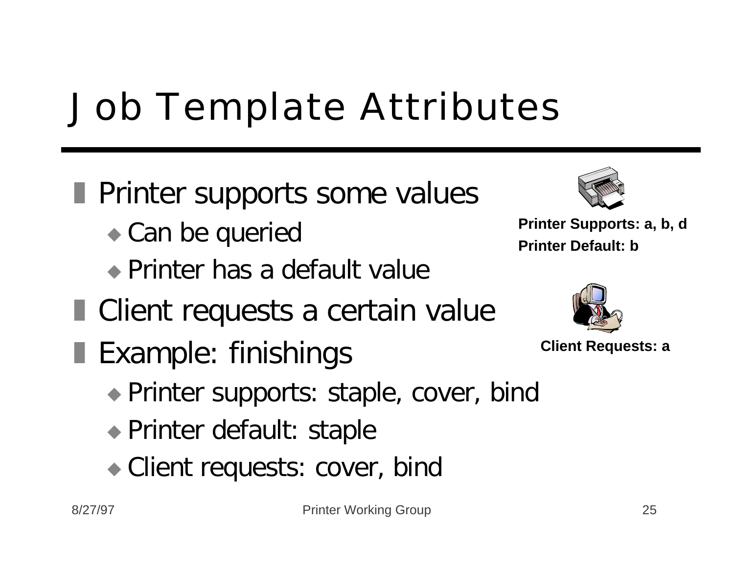# Job Template Attributes

- Printer supports some values
  - Can be queried
  - Printer has a default value
- Client requests a certain value
- Example: finishings
  - Printer supports: staple, cover, bind
  - Printer default: staple
  - Client requests: cover, bind

**Printer Supports: a, b, d**
**Printer Default: b**

**Client Requests: a**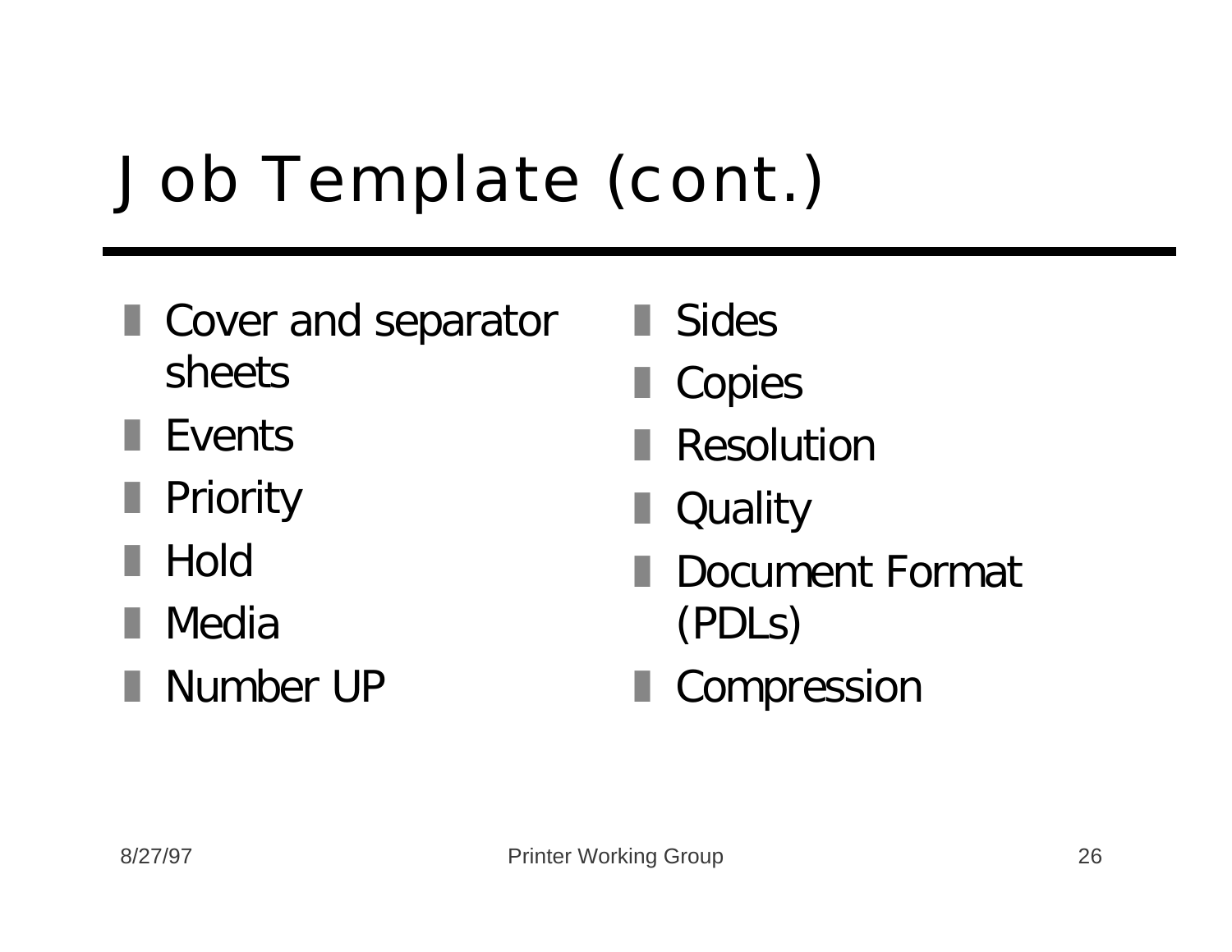# Job Template (cont.)

- Cover and separator sheets
- Events
- Priority
- Hold
- Media
- Number UP
- Sides
- Copies
- Resolution
- Quality
- Document Format (PDLs)
- Compression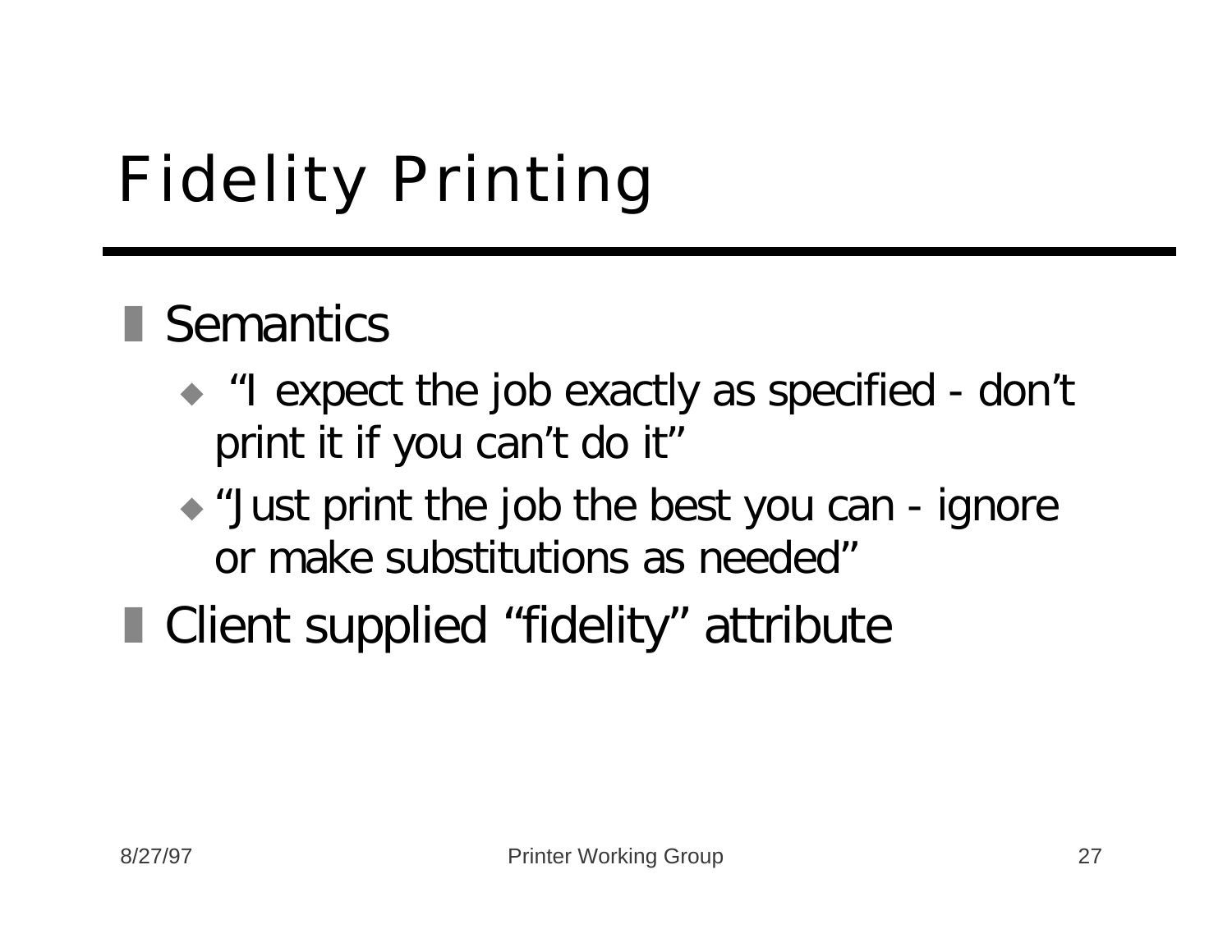# Fidelity Printing

- Semantics
  - "I expect the job exactly as specified - don't print it if you can't do it"
  - "Just print the job the best you can - ignore or make substitutions as needed"
- Client supplied "fidelity" attribute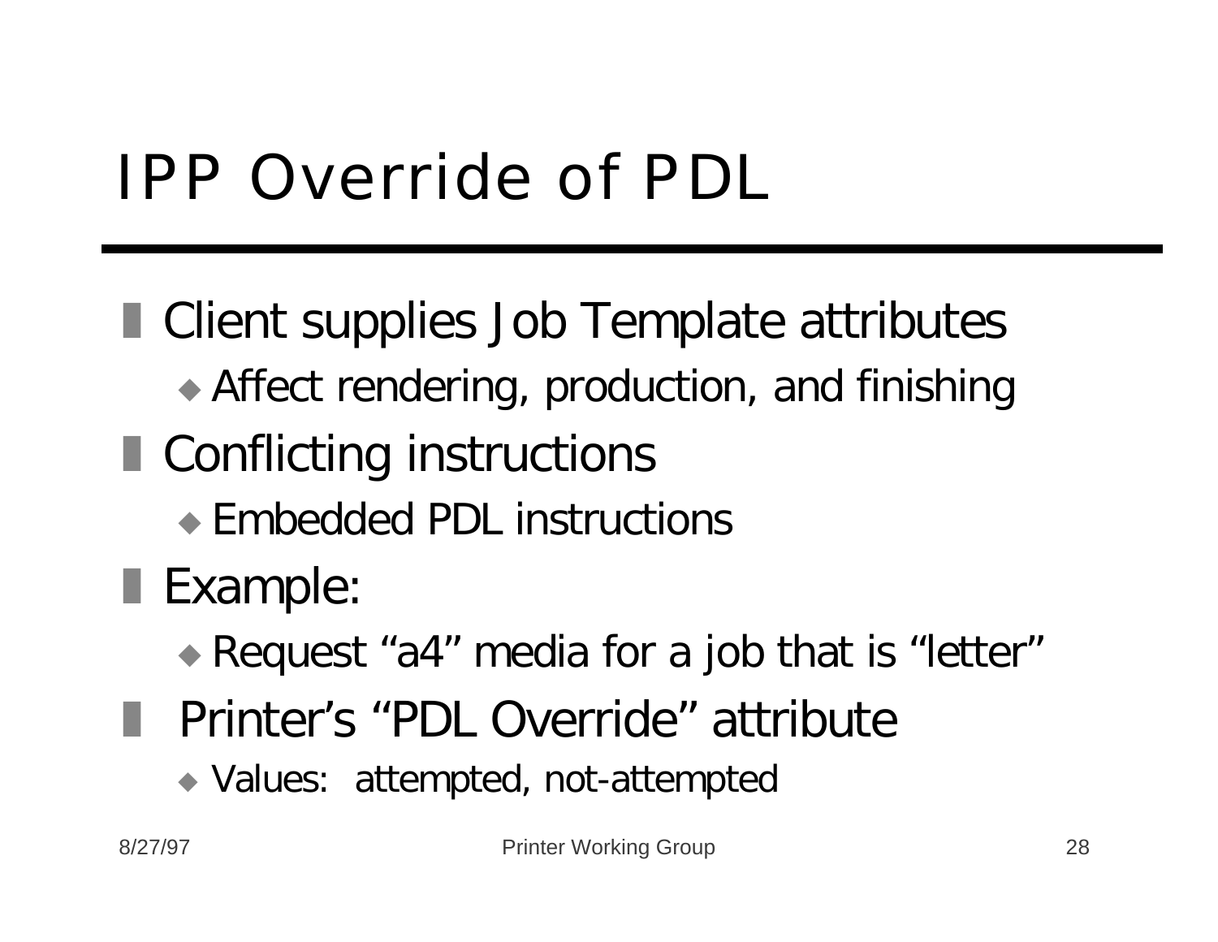# IPP Override of PDL

- Client supplies Job Template attributes
  - Affect rendering, production, and finishing
- Conflicting instructions
  - Embedded PDL instructions
- Example:
  - Request “a4” media for a job that is “letter”
- Printer’s “PDL Override” attribute
  - Values: attempted, not-attempted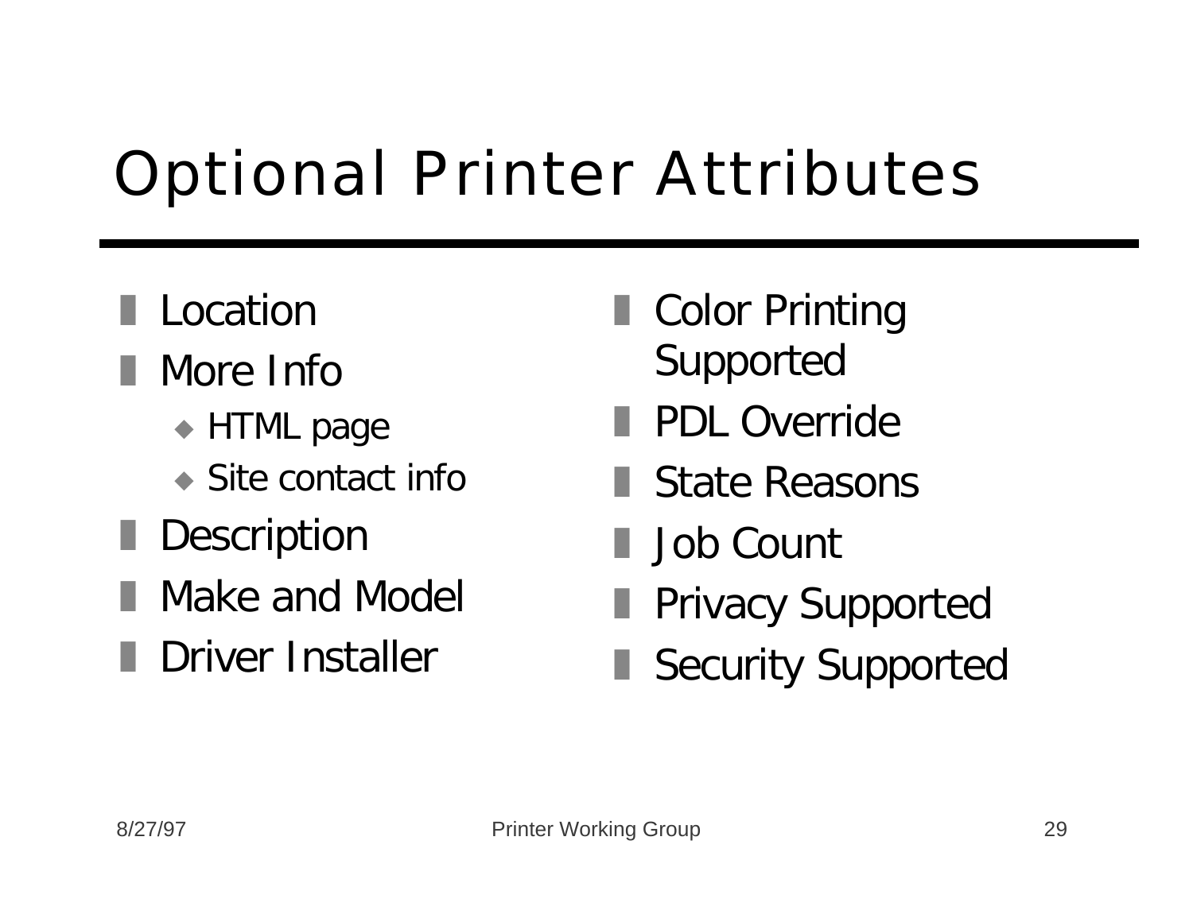# Optional Printer Attributes

- Location
- More Info
  - HTML page
  - Site contact info
- Description
- Make and Model
- Driver Installer
- Color Printing Supported
- PDL Override
- State Reasons
- Job Count
- Privacy Supported
- Security Supported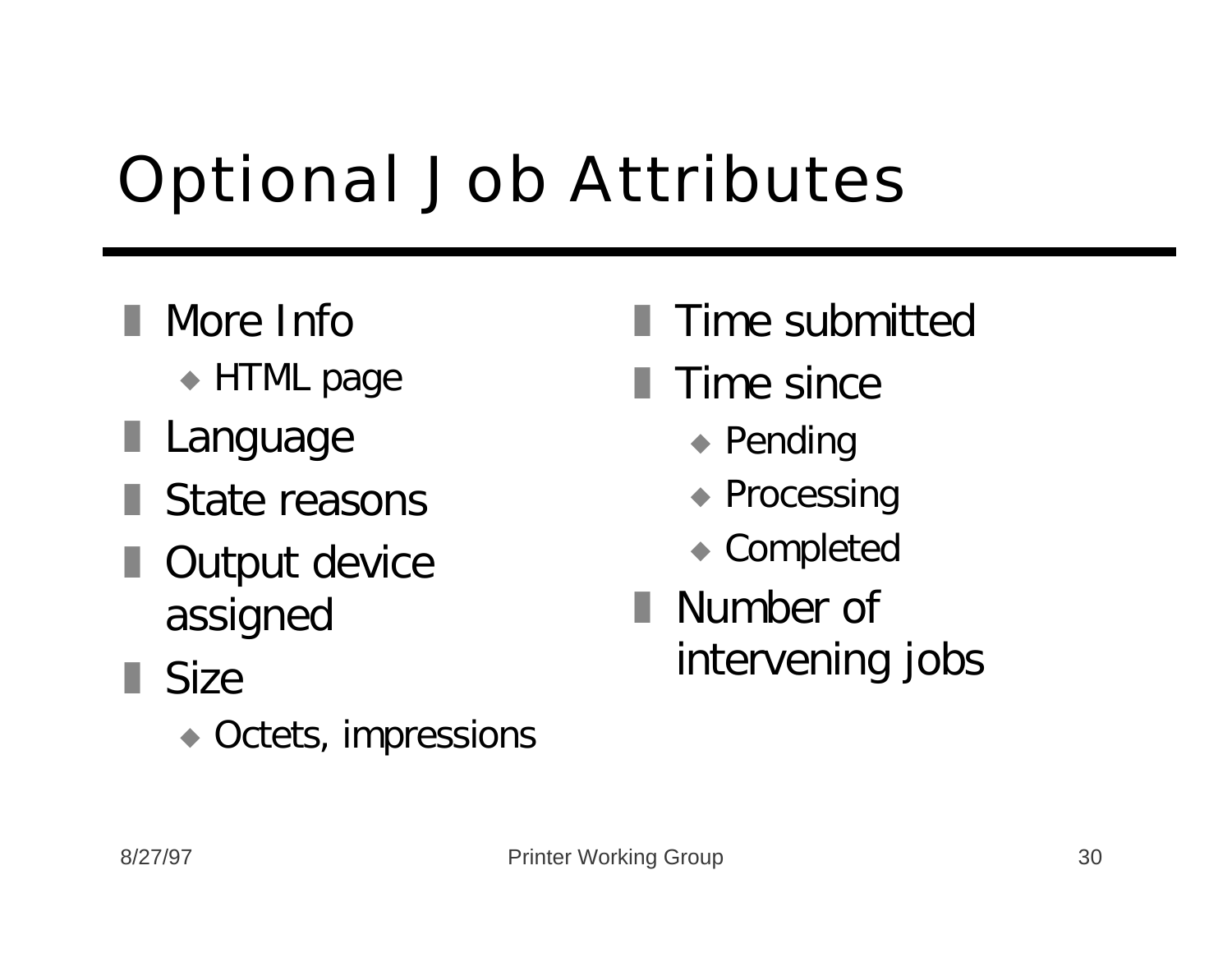# Optional Job Attributes

- More Info
  - HTML page
- Language
- State reasons
- Output device assigned
- Size
  - Octets, impressions
- Time submitted
- Time since
  - Pending
  - Processing
  - Completed
- Number of intervening jobs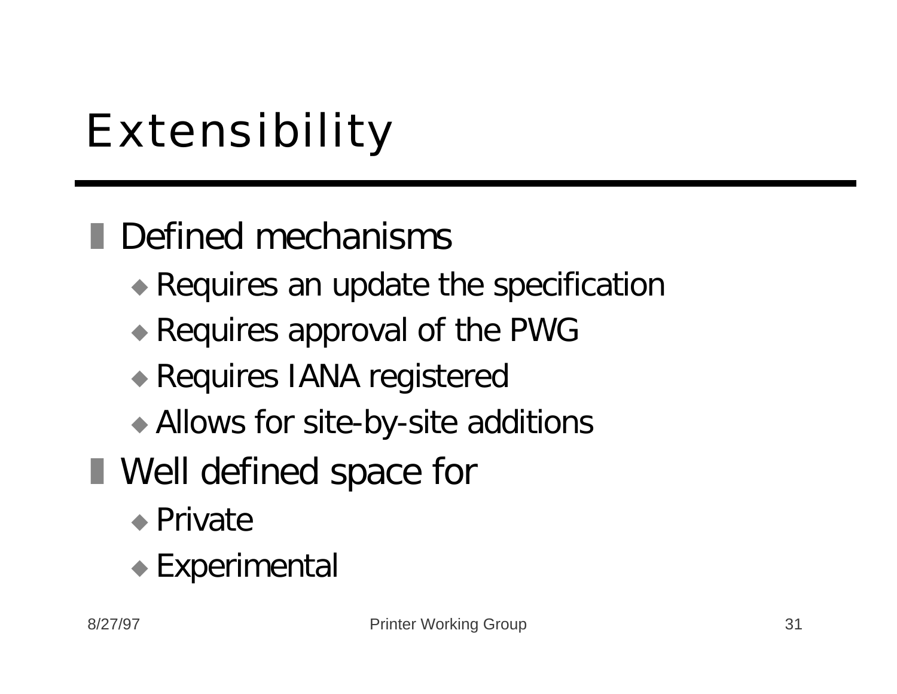# Extensibility

- Defined mechanisms
  - Requires an update the specification
  - Requires approval of the PWG
  - Requires IANA registered
  - Allows for site-by-site additions
- Well defined space for
  - Private
  - Experimental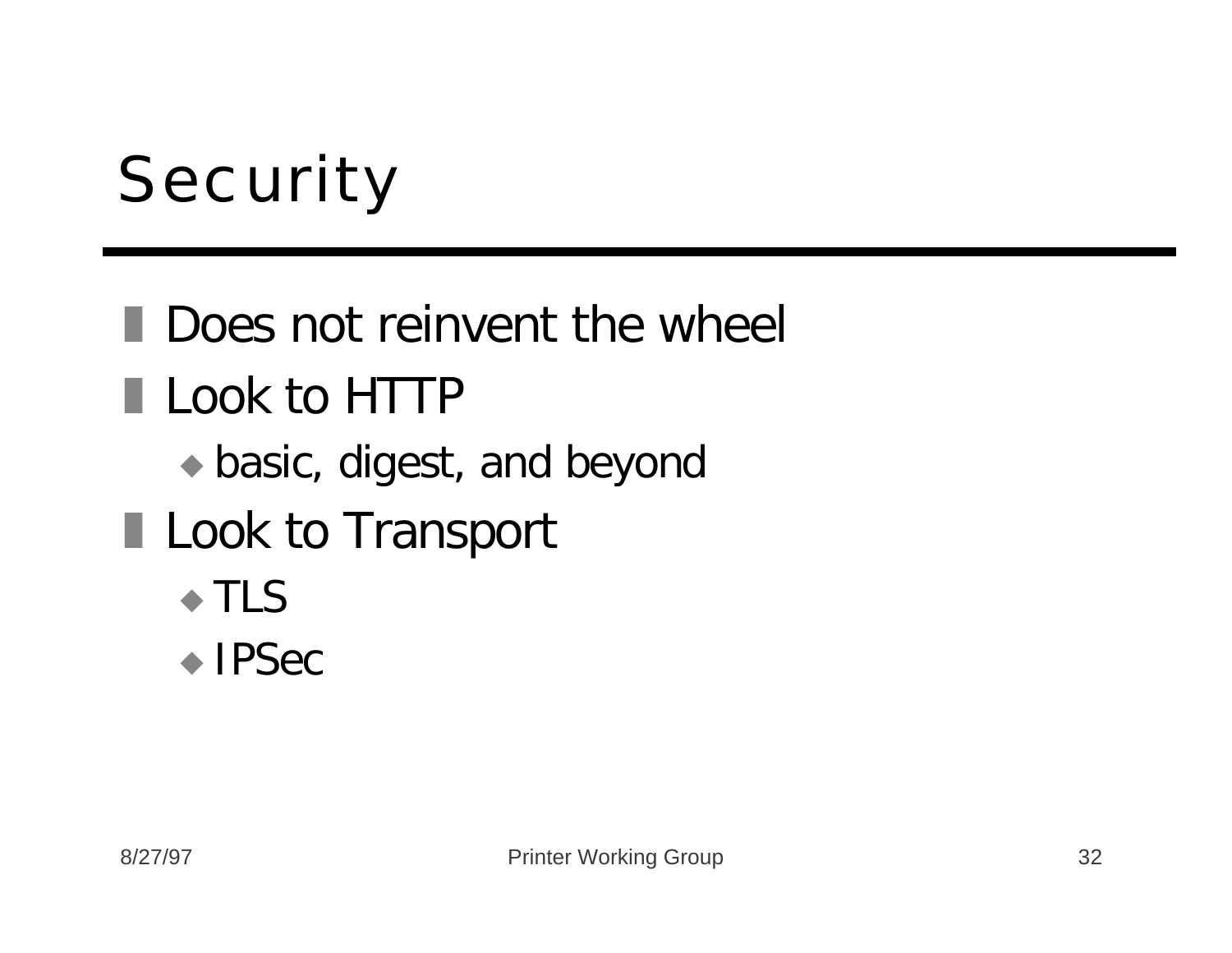# Security

- Does not reinvent the wheel
- Look to HTTP
  - basic, digest, and beyond
- Look to Transport
  - TLS
  - IPSec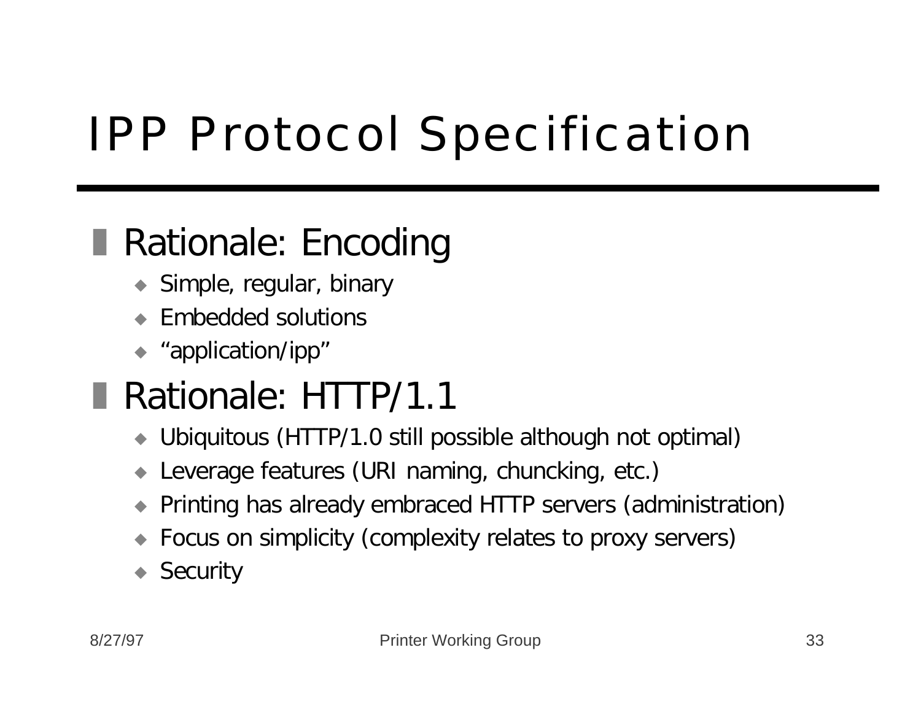# IPP Protocol Specification

## Rationale: Encoding

- Simple, regular, binary
- Embedded solutions
- “application/ipp”

## Rationale: HTTP/1.1

- Ubiquitous (HTTP/1.0 still possible although not optimal)
- Leverage features (URI naming, chuncking, etc.)
- Printing has already embraced HTTP servers (administration)
- Focus on simplicity (complexity relates to proxy servers)
- Security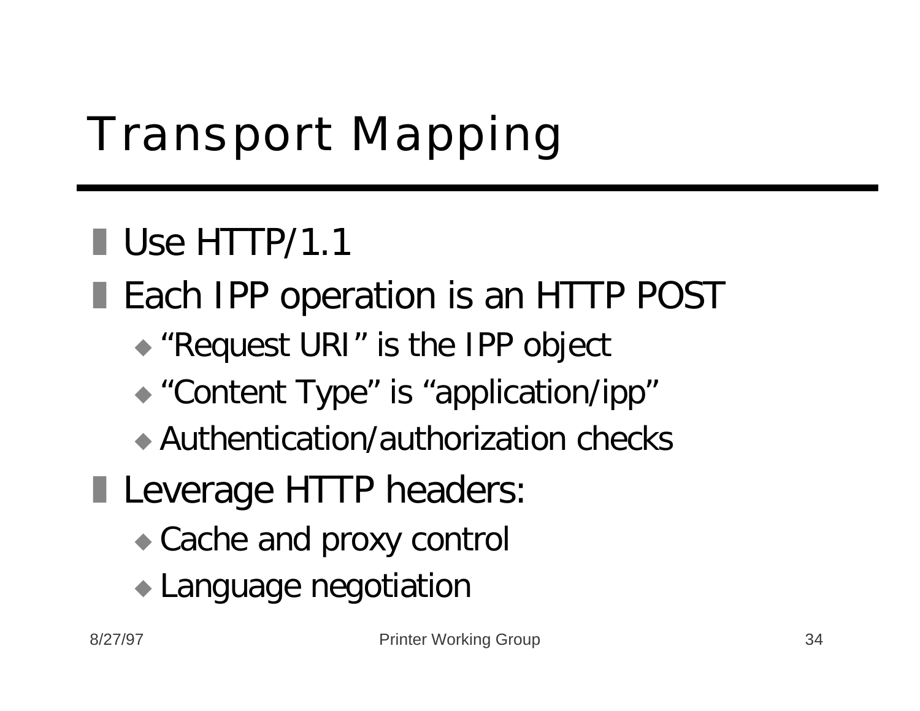# Transport Mapping

- Use HTTP/1.1
- Each IPP operation is an HTTP POST
  - “Request URI” is the IPP object
  - “Content Type” is “application/ipp”
  - Authentication/authorization checks
- Leverage HTTP headers:
  - Cache and proxy control
  - Language negotiation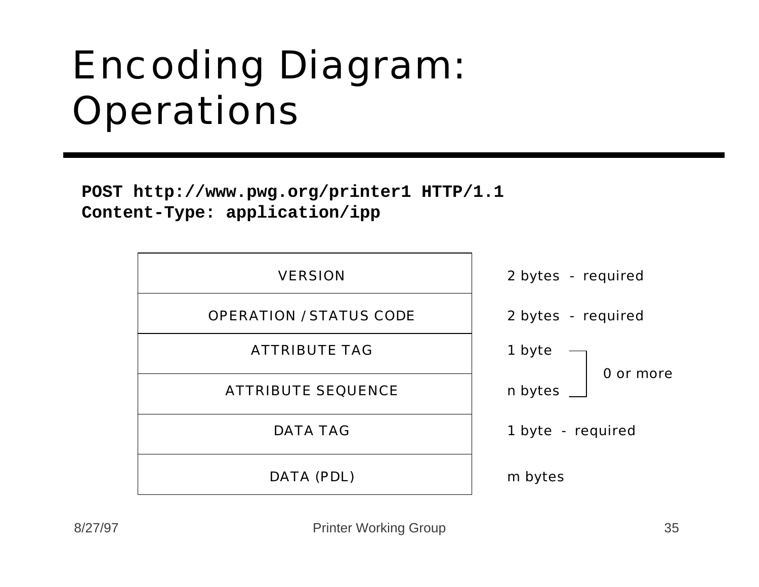# Encoding Diagram: Operations

```
POST http://www.pwg.org/printer1 HTTP/1.1
Content-Type: application/ipp
```

| Field | Size |
|---|---|
| VERSION | 2 bytes - required |
| OPERATION / STATUS CODE | 2 bytes - required |
| ATTRIBUTE TAG | 1 byte (0 or more) |
| ATTRIBUTE SEQUENCE | n bytes (0 or more) |
| DATA TAG | 1 byte - required |
| DATA (PDL) | m bytes |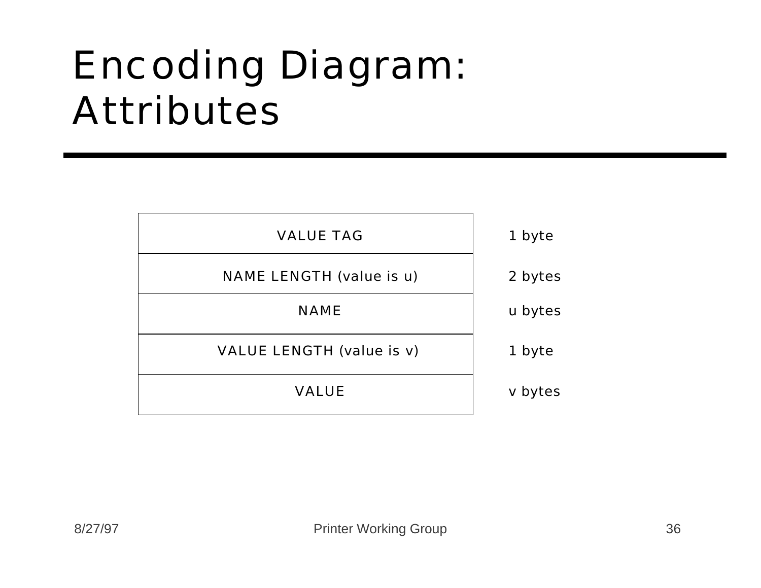# Encoding Diagram: Attributes

| Field | Size |
|---|---|
| VALUE TAG | 1 byte |
| NAME LENGTH (value is u) | 2 bytes |
| NAME | u bytes |
| VALUE LENGTH (value is v) | 1 byte |
| VALUE | v bytes |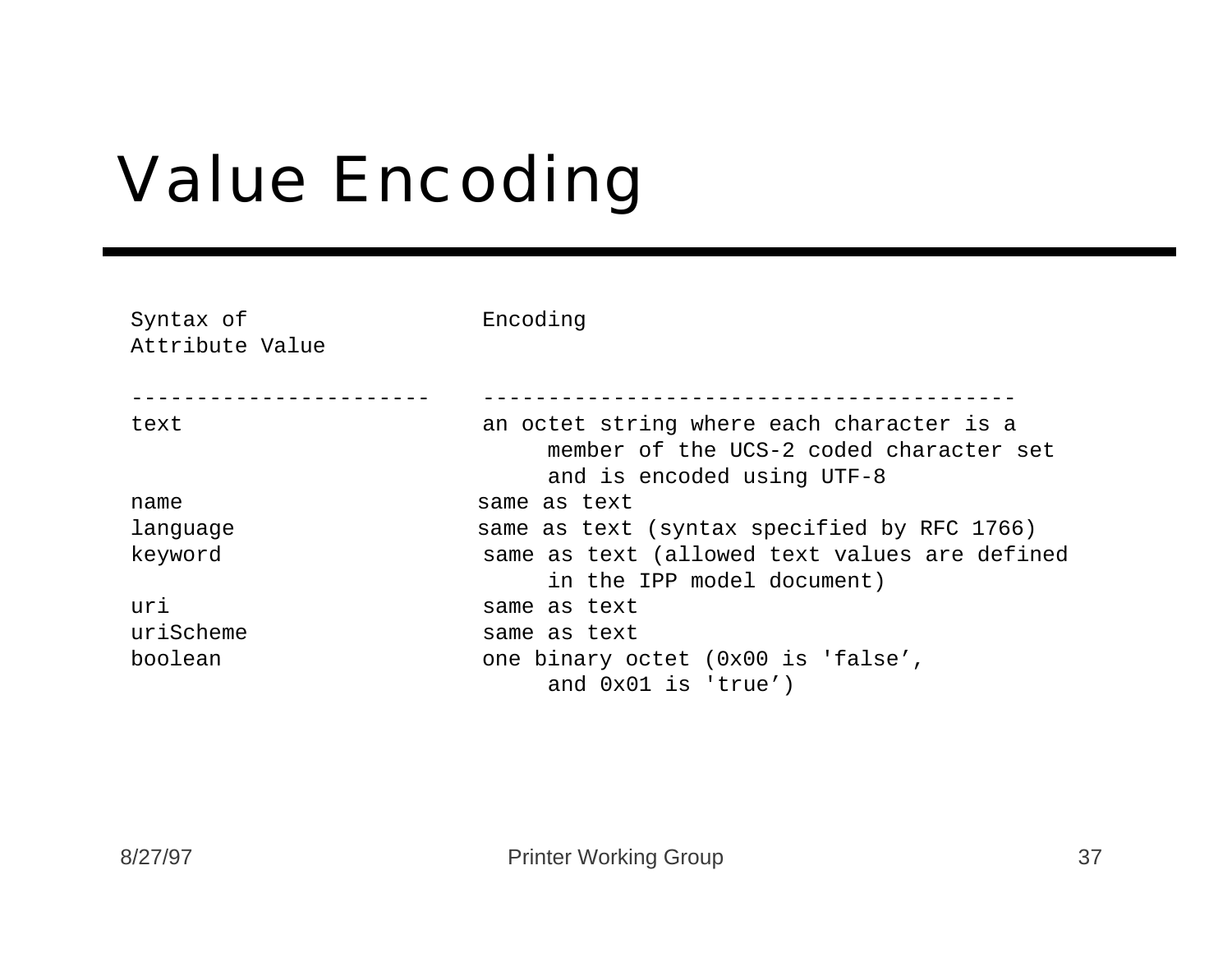# Value Encoding

| Syntax of Attribute Value | Encoding |
|---|---|
| text | an octet string where each character is a member of the UCS-2 coded character set and is encoded using UTF-8 |
| name | same as text |
| language | same as text (syntax specified by RFC 1766) |
| keyword | same as text (allowed text values are defined in the IPP model document) |
| uri | same as text |
| uriScheme | same as text |
| boolean | one binary octet (0x00 is 'false', and 0x01 is 'true') |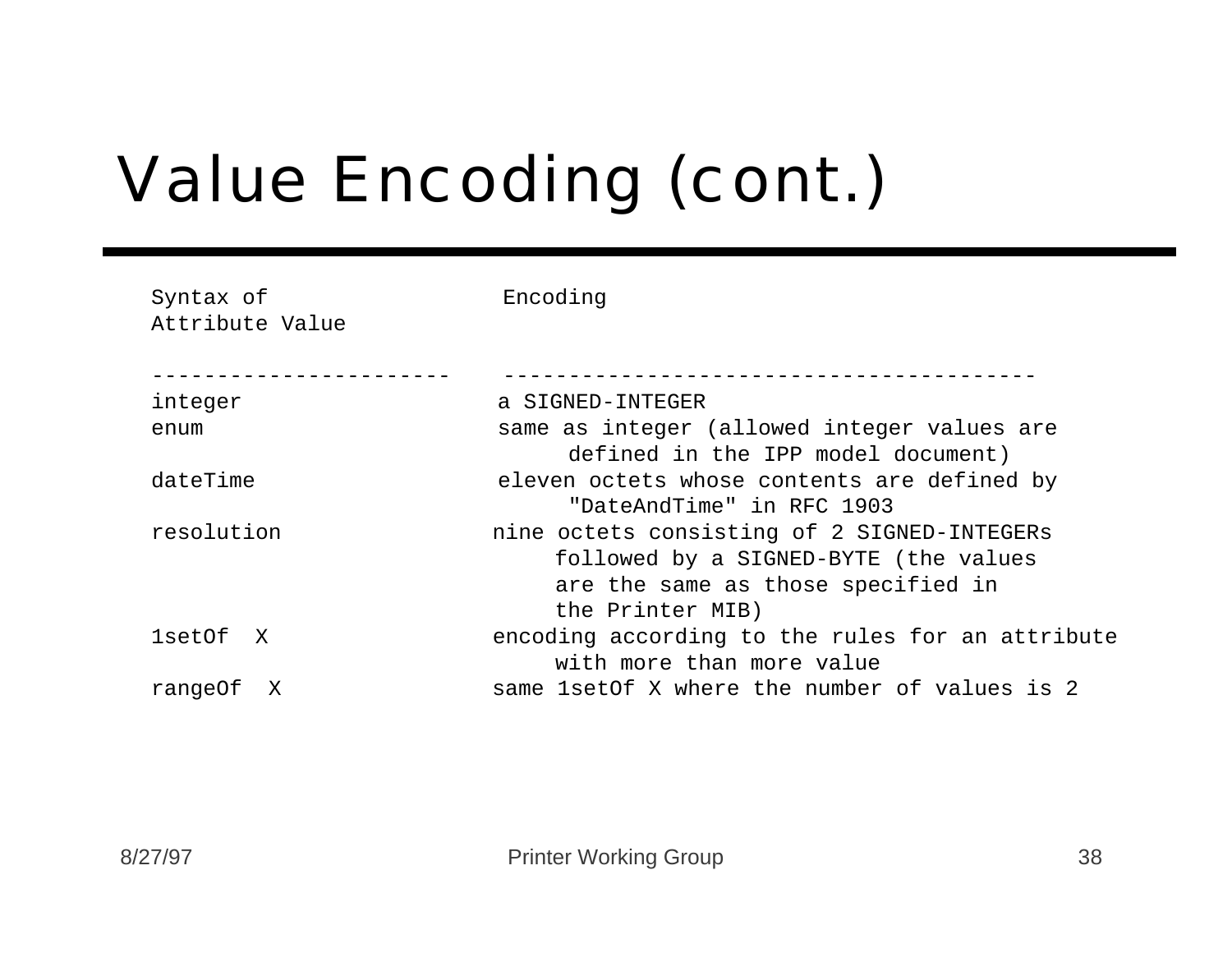# Value Encoding (cont.)

| Syntax of Attribute Value | Encoding |
|---|---|
| integer | a SIGNED-INTEGER |
| enum | same as integer (allowed integer values are defined in the IPP model document) |
| dateTime | eleven octets whose contents are defined by "DateAndTime" in RFC 1903 |
| resolution | nine octets consisting of 2 SIGNED-INTEGERs followed by a SIGNED-BYTE (the values are the same as those specified in the Printer MIB) |
| 1setOf X | encoding according to the rules for an attribute with more than more value |
| rangeOf X | same 1setOf X where the number of values is 2 |